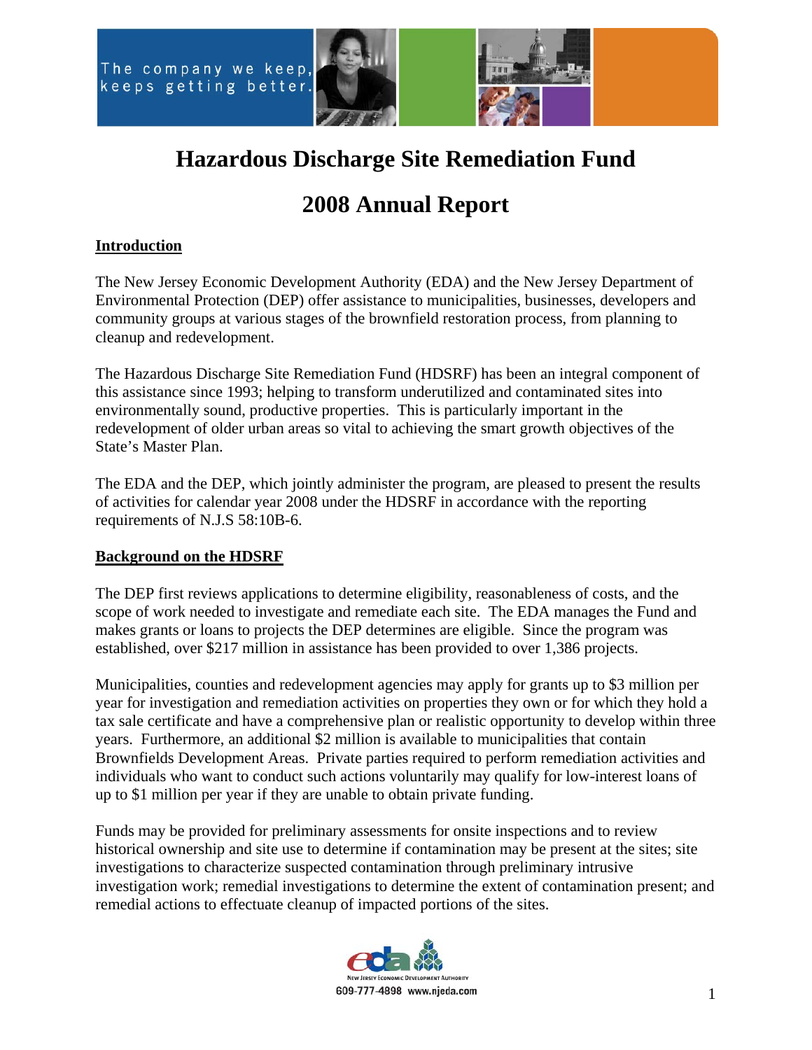# Hazardous Discharge Site Remediation Fund

# 2008 Annual Report

## Introduction

The New Jersey Economic Development Authority (EDA) and the New Jersey Department of Environmental Protection (DEP) offer assistance to municipalities, businesses, developers and community groups at various stages of the brownfield restoration process, from planning to cleanup and redevelopment.

The Hazardous Discharge Site Remediation Fund (HDSRF) has been an integral component of this assistance since 1993; helping to transform underutilized and contaminated sites into environmentally sound, productive properties. This is particularly important in the redevelopment of older urban areas so vital to achieving the smart growth objectives of the State's Master Plan.

The EDA and the DEP, which jointly administer the program, are pleased to present the results of activities for calendar year 2008 under the HDSRF in accordance with the reporting requirements of N.J.S 58:10B-6.

## Background on the HDSRF

The DEP first reviews applications to determine eligibility, reasonableness of costs, and the scope of work needed to investigate and remediate each site. The EDA manages the Fund and makes grants or loans to projects the DEP determines are eligible. Since the program was established, over $217 million in assistance has been provided to over 1,386 projects.

Municipalities, counties and redevelopment agencies may apply for grants up to $3 million per year for investigation and remediation activities on properties they own or for which they hold a tax sale certificate and have a comprehensive plan or realistic opportunity to develop within three years. Furthermore, an additional $2 million is available to municipalities that contain Brownfields Development Areas. Private parties required to perform remediation activities and individuals who want to conduct such actions voluntarily may qualify for low-interest loans of up to $1 million per year if they are unable to obtain private funding.

Funds may be provided for preliminary assessments for onsite inspections and to review historical ownership and site use to determine if contamination may be present at the sites; site investigations to characterize suspected contamination through preliminary intrusive investigation work; remedial investigations to determine the extent of contamination present; and remedial actions to effectuate cleanup of impacted portions of the sites.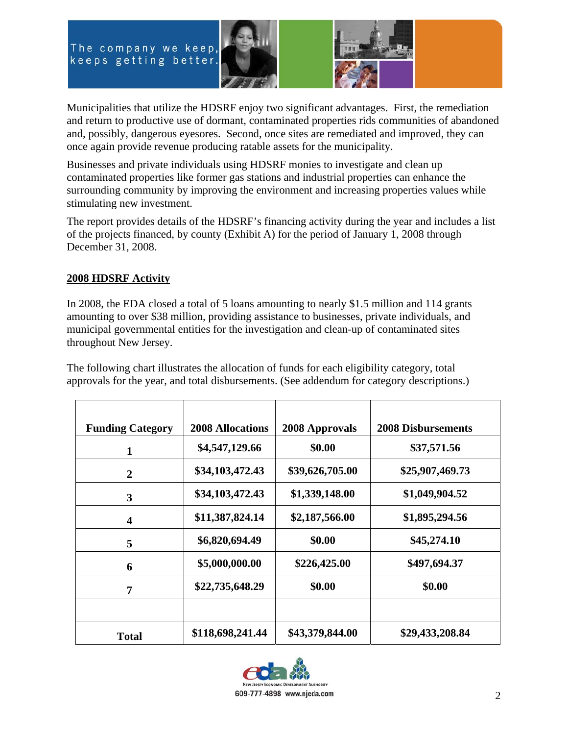Municipalities that utilize the HDSRF enjoy two significant advantages. First, the remediation and return to productive use of dormant, contaminated properties rids communities of abandoned and, possibly, dangerous eyesores. Second, once sites are remediated and improved, they can once again provide revenue producing ratable assets for the municipality.

Businesses and private individuals using HDSRF monies to investigate and clean up contaminated properties like former gas stations and industrial properties can enhance the surrounding community by improving the environment and increasing properties values while stimulating new investment.

The report provides details of the HDSRF's financing activity during the year and includes a list of the projects financed, by county (Exhibit A) for the period of January 1, 2008 through December 31, 2008.

## 2008 HDSRF Activity

In 2008, the EDA closed a total of 5 loans amounting to nearly $1.5 million and 114 grants amounting to over $38 million, providing assistance to businesses, private individuals, and municipal governmental entities for the investigation and clean-up of contaminated sites throughout New Jersey.

The following chart illustrates the allocation of funds for each eligibility category, total approvals for the year, and total disbursements. (See addendum for category descriptions.)

| Funding Category | 2008 Allocations | 2008 Approvals | 2008 Disbursements |
|---|---|---|---|
| 1 | $4,547,129.66 | $0.00 | $37,571.56 |
| 2 | $34,103,472.43 | $39,626,705.00 | $25,907,469.73 |
| 3 | $34,103,472.43 | $1,339,148.00 | $1,049,904.52 |
| 4 | $11,387,824.14 | $2,187,566.00 | $1,895,294.56 |
| 5 | $6,820,694.49 | $0.00 | $45,274.10 |
| 6 | $5,000,000.00 | $226,425.00 | $497,694.37 |
| 7 | $22,735,648.29 | $0.00 | $0.00 |
| | | | |
| **Total** | $118,698,241.44 | $43,379,844.00 | $29,433,208.84 |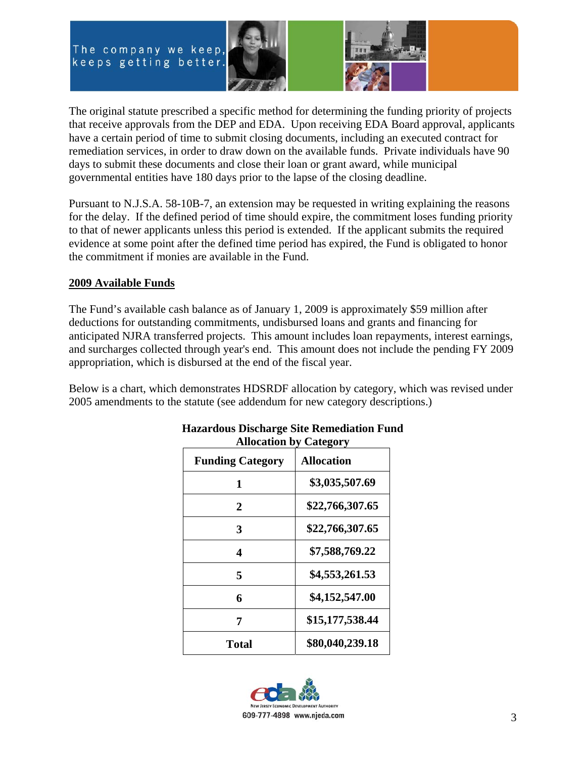The original statute prescribed a specific method for determining the funding priority of projects that receive approvals from the DEP and EDA. Upon receiving EDA Board approval, applicants have a certain period of time to submit closing documents, including an executed contract for remediation services, in order to draw down on the available funds. Private individuals have 90 days to submit these documents and close their loan or grant award, while municipal governmental entities have 180 days prior to the lapse of the closing deadline.

Pursuant to N.J.S.A. 58-10B-7, an extension may be requested in writing explaining the reasons for the delay. If the defined period of time should expire, the commitment loses funding priority to that of newer applicants unless this period is extended. If the applicant submits the required evidence at some point after the defined time period has expired, the Fund is obligated to honor the commitment if monies are available in the Fund.

## 2009 Available Funds

The Fund's available cash balance as of January 1, 2009 is approximately $59 million after deductions for outstanding commitments, undisbursed loans and grants and financing for anticipated NJRA transferred projects. This amount includes loan repayments, interest earnings, and surcharges collected through year's end. This amount does not include the pending FY 2009 appropriation, which is disbursed at the end of the fiscal year.

Below is a chart, which demonstrates HDSRDF allocation by category, which was revised under 2005 amendments to the statute (see addendum for new category descriptions.)

**Hazardous Discharge Site Remediation Fund Allocation by Category**

| Funding Category | Allocation |
|---|---|
| 1 | $3,035,507.69 |
| 2 | $22,766,307.65 |
| 3 | $22,766,307.65 |
| 4 | $7,588,769.22 |
| 5 | $4,553,261.53 |
| 6 | $4,152,547.00 |
| 7 | $15,177,538.44 |
| Total | $80,040,239.18 |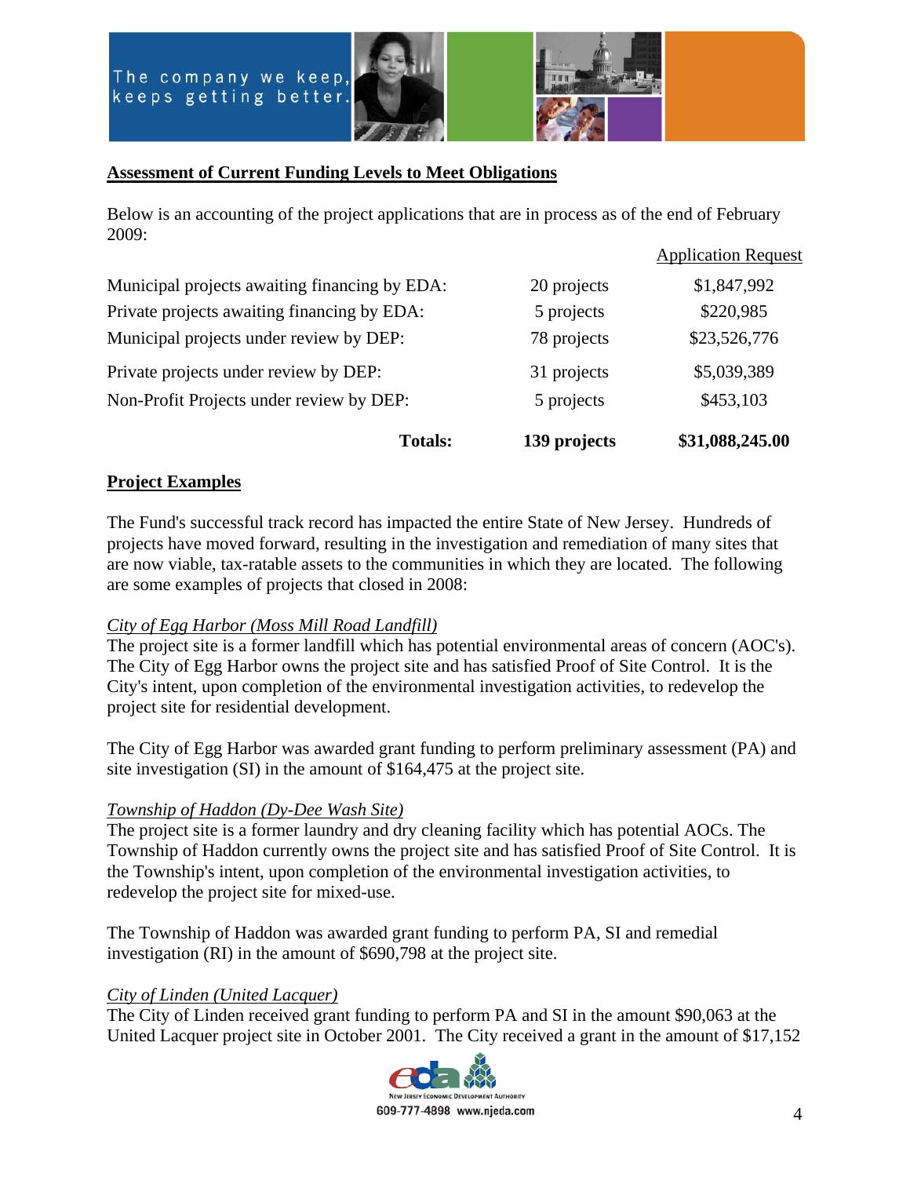## Assessment of Current Funding Levels to Meet Obligations

Below is an accounting of the project applications that are in process as of the end of February 2009:

| | | Application Request |
|---|---|---|
| Municipal projects awaiting financing by EDA: | 20 projects | $1,847,992 |
| Private projects awaiting financing by EDA: | 5 projects | $220,985 |
| Municipal projects under review by DEP: | 78 projects | $23,526,776 |
| Private projects under review by DEP: | 31 projects | $5,039,389 |
| Non-Profit Projects under review by DEP: | 5 projects | $453,103 |
| **Totals:** | **139 projects** | **$31,088,245.00** |

## Project Examples

The Fund's successful track record has impacted the entire State of New Jersey. Hundreds of projects have moved forward, resulting in the investigation and remediation of many sites that are now viable, tax-ratable assets to the communities in which they are located. The following are some examples of projects that closed in 2008:

*City of Egg Harbor (Moss Mill Road Landfill)*

The project site is a former landfill which has potential environmental areas of concern (AOC's). The City of Egg Harbor owns the project site and has satisfied Proof of Site Control. It is the City's intent, upon completion of the environmental investigation activities, to redevelop the project site for residential development.

The City of Egg Harbor was awarded grant funding to perform preliminary assessment (PA) and site investigation (SI) in the amount of $164,475 at the project site.

*Township of Haddon (Dy-Dee Wash Site)*

The project site is a former laundry and dry cleaning facility which has potential AOCs. The Township of Haddon currently owns the project site and has satisfied Proof of Site Control. It is the Township's intent, upon completion of the environmental investigation activities, to redevelop the project site for mixed-use.

The Township of Haddon was awarded grant funding to perform PA, SI and remedial investigation (RI) in the amount of $690,798 at the project site.

*City of Linden (United Lacquer)*

The City of Linden received grant funding to perform PA and SI in the amount $90,063 at the United Lacquer project site in October 2001. The City received a grant in the amount of $17,152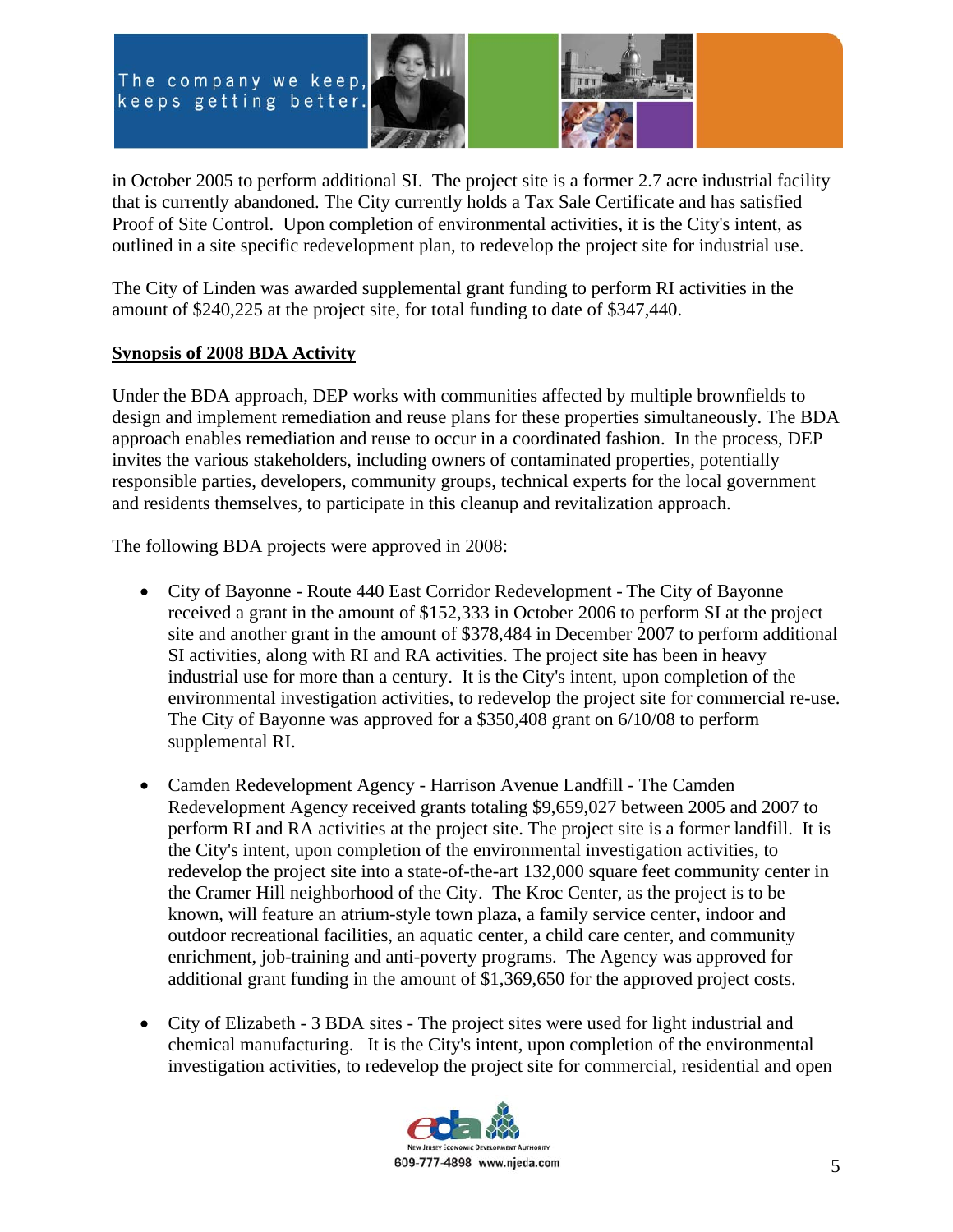in October 2005 to perform additional SI. The project site is a former 2.7 acre industrial facility that is currently abandoned. The City currently holds a Tax Sale Certificate and has satisfied Proof of Site Control. Upon completion of environmental activities, it is the City's intent, as outlined in a site specific redevelopment plan, to redevelop the project site for industrial use.

The City of Linden was awarded supplemental grant funding to perform RI activities in the amount of $240,225 at the project site, for total funding to date of $347,440.

**Synopsis of 2008 BDA Activity**

Under the BDA approach, DEP works with communities affected by multiple brownfields to design and implement remediation and reuse plans for these properties simultaneously. The BDA approach enables remediation and reuse to occur in a coordinated fashion. In the process, DEP invites the various stakeholders, including owners of contaminated properties, potentially responsible parties, developers, community groups, technical experts for the local government and residents themselves, to participate in this cleanup and revitalization approach.

The following BDA projects were approved in 2008:

- City of Bayonne - Route 440 East Corridor Redevelopment - The City of Bayonne received a grant in the amount of $152,333 in October 2006 to perform SI at the project site and another grant in the amount of $378,484 in December 2007 to perform additional SI activities, along with RI and RA activities. The project site has been in heavy industrial use for more than a century. It is the City's intent, upon completion of the environmental investigation activities, to redevelop the project site for commercial re-use. The City of Bayonne was approved for a $350,408 grant on 6/10/08 to perform supplemental RI.

- Camden Redevelopment Agency - Harrison Avenue Landfill - The Camden Redevelopment Agency received grants totaling $9,659,027 between 2005 and 2007 to perform RI and RA activities at the project site. The project site is a former landfill. It is the City's intent, upon completion of the environmental investigation activities, to redevelop the project site into a state-of-the-art 132,000 square feet community center in the Cramer Hill neighborhood of the City. The Kroc Center, as the project is to be known, will feature an atrium-style town plaza, a family service center, indoor and outdoor recreational facilities, an aquatic center, a child care center, and community enrichment, job-training and anti-poverty programs. The Agency was approved for additional grant funding in the amount of $1,369,650 for the approved project costs.

- City of Elizabeth - 3 BDA sites - The project sites were used for light industrial and chemical manufacturing. It is the City's intent, upon completion of the environmental investigation activities, to redevelop the project site for commercial, residential and open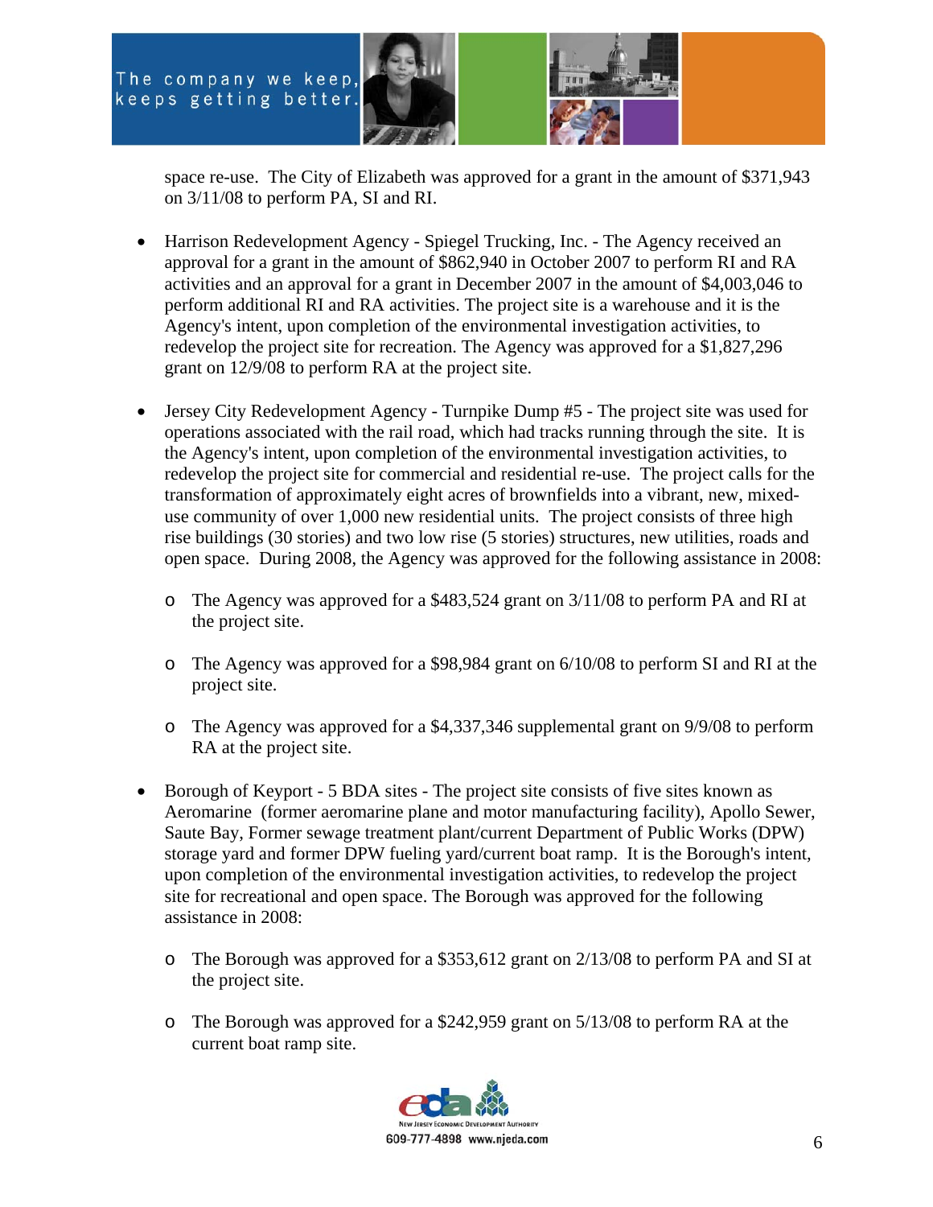space re-use. The City of Elizabeth was approved for a grant in the amount of $371,943 on 3/11/08 to perform PA, SI and RI.

- Harrison Redevelopment Agency - Spiegel Trucking, Inc. - The Agency received an approval for a grant in the amount of $862,940 in October 2007 to perform RI and RA activities and an approval for a grant in December 2007 in the amount of $4,003,046 to perform additional RI and RA activities. The project site is a warehouse and it is the Agency's intent, upon completion of the environmental investigation activities, to redevelop the project site for recreation. The Agency was approved for a $1,827,296 grant on 12/9/08 to perform RA at the project site.

- Jersey City Redevelopment Agency - Turnpike Dump #5 - The project site was used for operations associated with the rail road, which had tracks running through the site. It is the Agency's intent, upon completion of the environmental investigation activities, to redevelop the project site for commercial and residential re-use. The project calls for the transformation of approximately eight acres of brownfields into a vibrant, new, mixed-use community of over 1,000 new residential units. The project consists of three high rise buildings (30 stories) and two low rise (5 stories) structures, new utilities, roads and open space. During 2008, the Agency was approved for the following assistance in 2008:
  - The Agency was approved for a $483,524 grant on 3/11/08 to perform PA and RI at the project site.
  - The Agency was approved for a $98,984 grant on 6/10/08 to perform SI and RI at the project site.
  - The Agency was approved for a $4,337,346 supplemental grant on 9/9/08 to perform RA at the project site.

- Borough of Keyport - 5 BDA sites - The project site consists of five sites known as Aeromarine (former aeromarine plane and motor manufacturing facility), Apollo Sewer, Saute Bay, Former sewage treatment plant/current Department of Public Works (DPW) storage yard and former DPW fueling yard/current boat ramp. It is the Borough's intent, upon completion of the environmental investigation activities, to redevelop the project site for recreational and open space. The Borough was approved for the following assistance in 2008:
  - The Borough was approved for a $353,612 grant on 2/13/08 to perform PA and SI at the project site.
  - The Borough was approved for a $242,959 grant on 5/13/08 to perform RA at the current boat ramp site.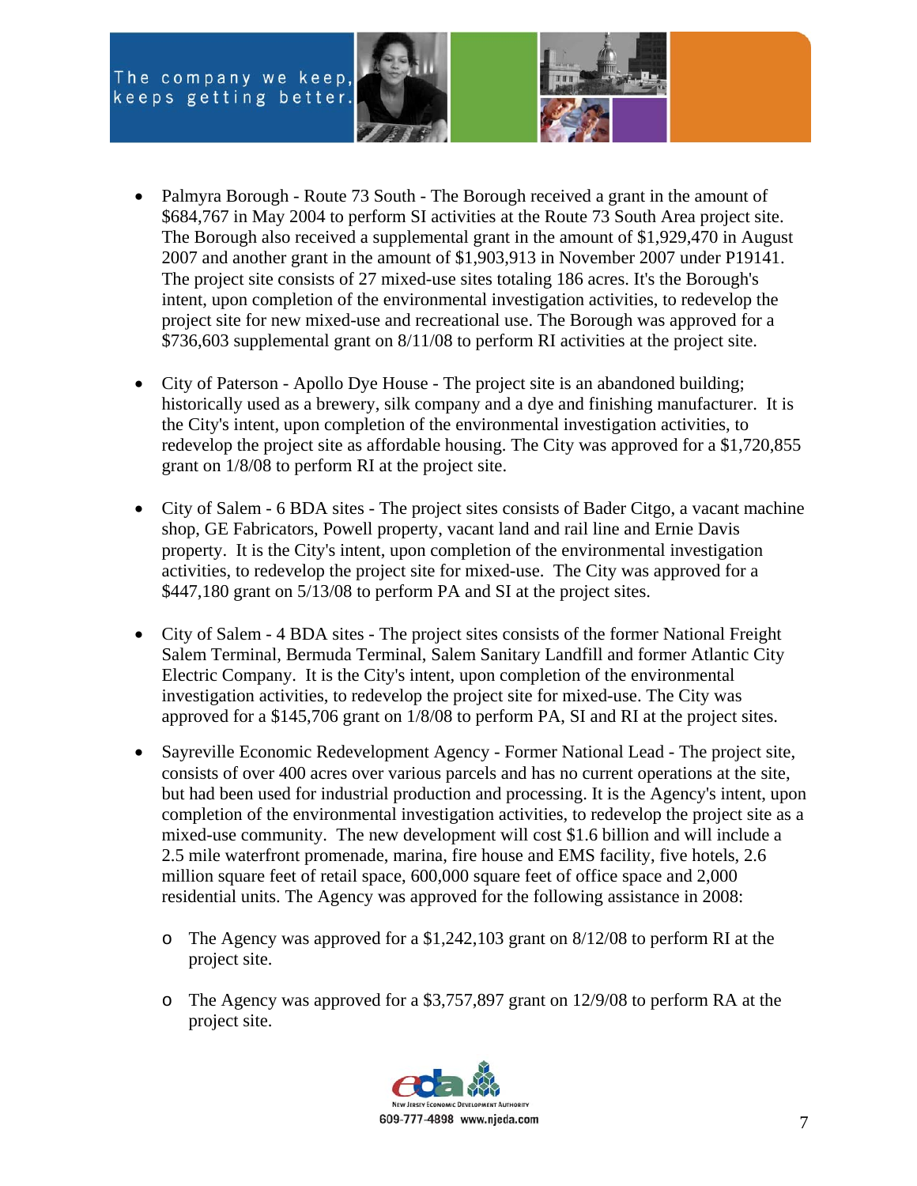- Palmyra Borough - Route 73 South - The Borough received a grant in the amount of $684,767 in May 2004 to perform SI activities at the Route 73 South Area project site. The Borough also received a supplemental grant in the amount of $1,929,470 in August 2007 and another grant in the amount of $1,903,913 in November 2007 under P19141. The project site consists of 27 mixed-use sites totaling 186 acres. It's the Borough's intent, upon completion of the environmental investigation activities, to redevelop the project site for new mixed-use and recreational use. The Borough was approved for a $736,603 supplemental grant on 8/11/08 to perform RI activities at the project site.

- City of Paterson - Apollo Dye House - The project site is an abandoned building; historically used as a brewery, silk company and a dye and finishing manufacturer. It is the City's intent, upon completion of the environmental investigation activities, to redevelop the project site as affordable housing. The City was approved for a $1,720,855 grant on 1/8/08 to perform RI at the project site.

- City of Salem - 6 BDA sites - The project sites consists of Bader Citgo, a vacant machine shop, GE Fabricators, Powell property, vacant land and rail line and Ernie Davis property. It is the City's intent, upon completion of the environmental investigation activities, to redevelop the project site for mixed-use. The City was approved for a $447,180 grant on 5/13/08 to perform PA and SI at the project sites.

- City of Salem - 4 BDA sites - The project sites consists of the former National Freight Salem Terminal, Bermuda Terminal, Salem Sanitary Landfill and former Atlantic City Electric Company. It is the City's intent, upon completion of the environmental investigation activities, to redevelop the project site for mixed-use. The City was approved for a $145,706 grant on 1/8/08 to perform PA, SI and RI at the project sites.

- Sayreville Economic Redevelopment Agency - Former National Lead - The project site, consists of over 400 acres over various parcels and has no current operations at the site, but had been used for industrial production and processing. It is the Agency's intent, upon completion of the environmental investigation activities, to redevelop the project site as a mixed-use community. The new development will cost $1.6 billion and will include a 2.5 mile waterfront promenade, marina, fire house and EMS facility, five hotels, 2.6 million square feet of retail space, 600,000 square feet of office space and 2,000 residential units. The Agency was approved for the following assistance in 2008:

  - The Agency was approved for a $1,242,103 grant on 8/12/08 to perform RI at the project site.

  - The Agency was approved for a $3,757,897 grant on 12/9/08 to perform RA at the project site.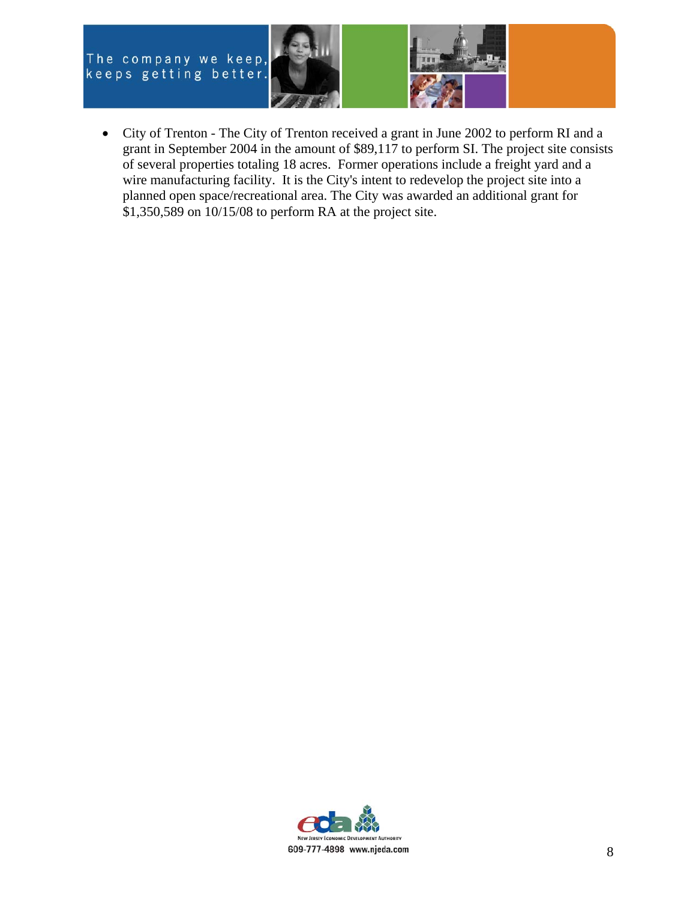- City of Trenton - The City of Trenton received a grant in June 2002 to perform RI and a grant in September 2004 in the amount of $89,117 to perform SI. The project site consists of several properties totaling 18 acres. Former operations include a freight yard and a wire manufacturing facility. It is the City's intent to redevelop the project site into a planned open space/recreational area. The City was awarded an additional grant for $1,350,589 on 10/15/08 to perform RA at the project site.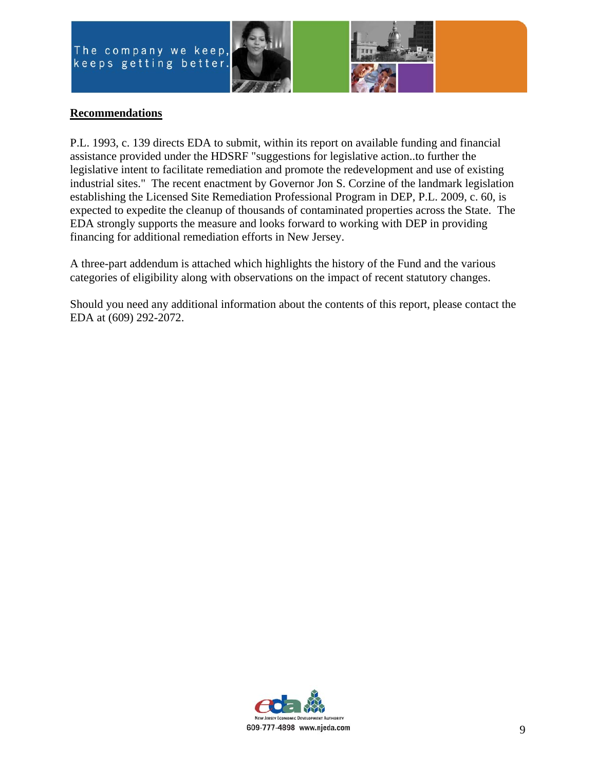**Recommendations**

P.L. 1993, c. 139 directs EDA to submit, within its report on available funding and financial assistance provided under the HDSRF "suggestions for legislative action..to further the legislative intent to facilitate remediation and promote the redevelopment and use of existing industrial sites." The recent enactment by Governor Jon S. Corzine of the landmark legislation establishing the Licensed Site Remediation Professional Program in DEP, P.L. 2009, c. 60, is expected to expedite the cleanup of thousands of contaminated properties across the State. The EDA strongly supports the measure and looks forward to working with DEP in providing financing for additional remediation efforts in New Jersey.

A three-part addendum is attached which highlights the history of the Fund and the various categories of eligibility along with observations on the impact of recent statutory changes.

Should you need any additional information about the contents of this report, please contact the EDA at (609) 292-2072.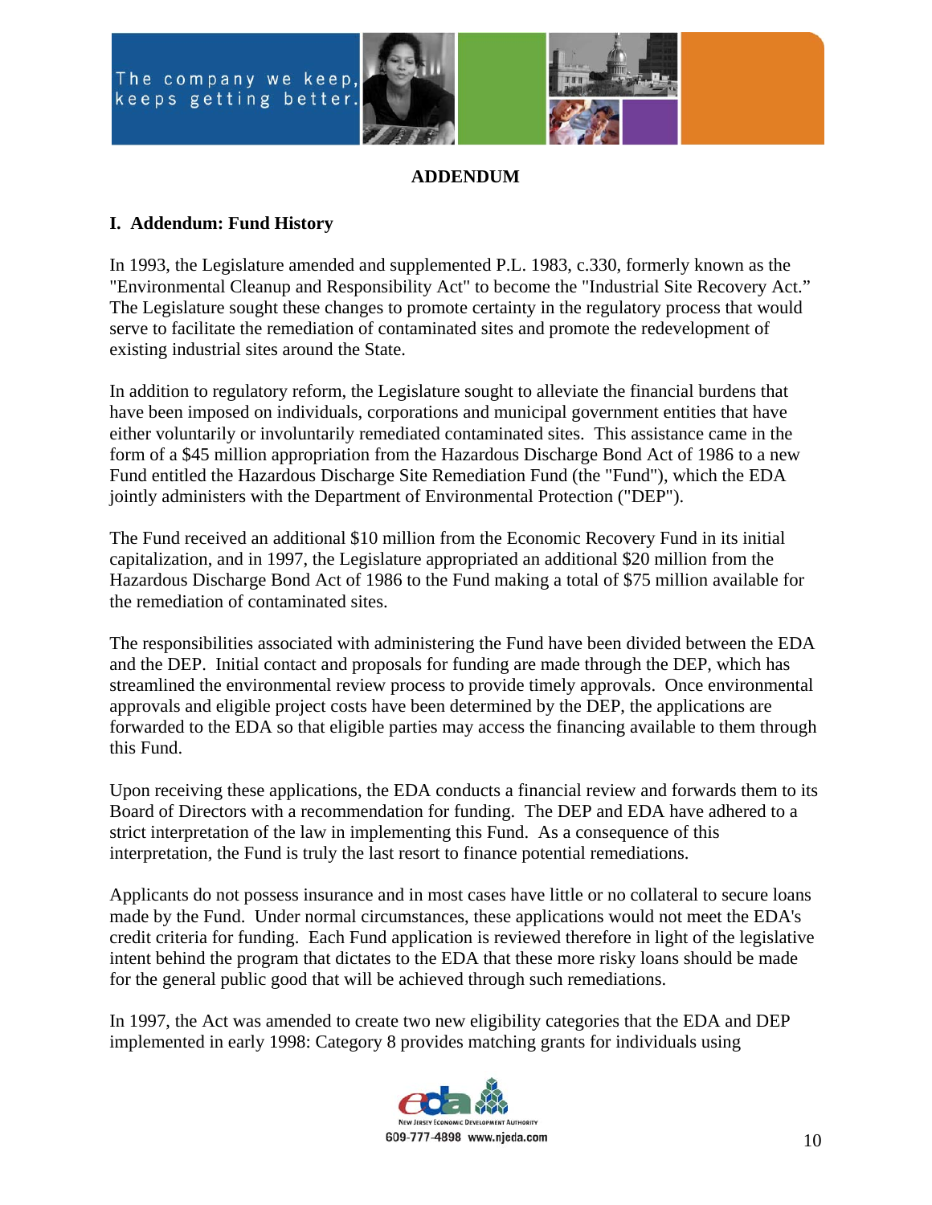**ADDENDUM**

## I. Addendum: Fund History

In 1993, the Legislature amended and supplemented P.L. 1983, c.330, formerly known as the "Environmental Cleanup and Responsibility Act" to become the "Industrial Site Recovery Act." The Legislature sought these changes to promote certainty in the regulatory process that would serve to facilitate the remediation of contaminated sites and promote the redevelopment of existing industrial sites around the State.

In addition to regulatory reform, the Legislature sought to alleviate the financial burdens that have been imposed on individuals, corporations and municipal government entities that have either voluntarily or involuntarily remediated contaminated sites. This assistance came in the form of a $45 million appropriation from the Hazardous Discharge Bond Act of 1986 to a new Fund entitled the Hazardous Discharge Site Remediation Fund (the "Fund"), which the EDA jointly administers with the Department of Environmental Protection ("DEP").

The Fund received an additional $10 million from the Economic Recovery Fund in its initial capitalization, and in 1997, the Legislature appropriated an additional $20 million from the Hazardous Discharge Bond Act of 1986 to the Fund making a total of $75 million available for the remediation of contaminated sites.

The responsibilities associated with administering the Fund have been divided between the EDA and the DEP. Initial contact and proposals for funding are made through the DEP, which has streamlined the environmental review process to provide timely approvals. Once environmental approvals and eligible project costs have been determined by the DEP, the applications are forwarded to the EDA so that eligible parties may access the financing available to them through this Fund.

Upon receiving these applications, the EDA conducts a financial review and forwards them to its Board of Directors with a recommendation for funding. The DEP and EDA have adhered to a strict interpretation of the law in implementing this Fund. As a consequence of this interpretation, the Fund is truly the last resort to finance potential remediations.

Applicants do not possess insurance and in most cases have little or no collateral to secure loans made by the Fund. Under normal circumstances, these applications would not meet the EDA's credit criteria for funding. Each Fund application is reviewed therefore in light of the legislative intent behind the program that dictates to the EDA that these more risky loans should be made for the general public good that will be achieved through such remediations.

In 1997, the Act was amended to create two new eligibility categories that the EDA and DEP implemented in early 1998: Category 8 provides matching grants for individuals using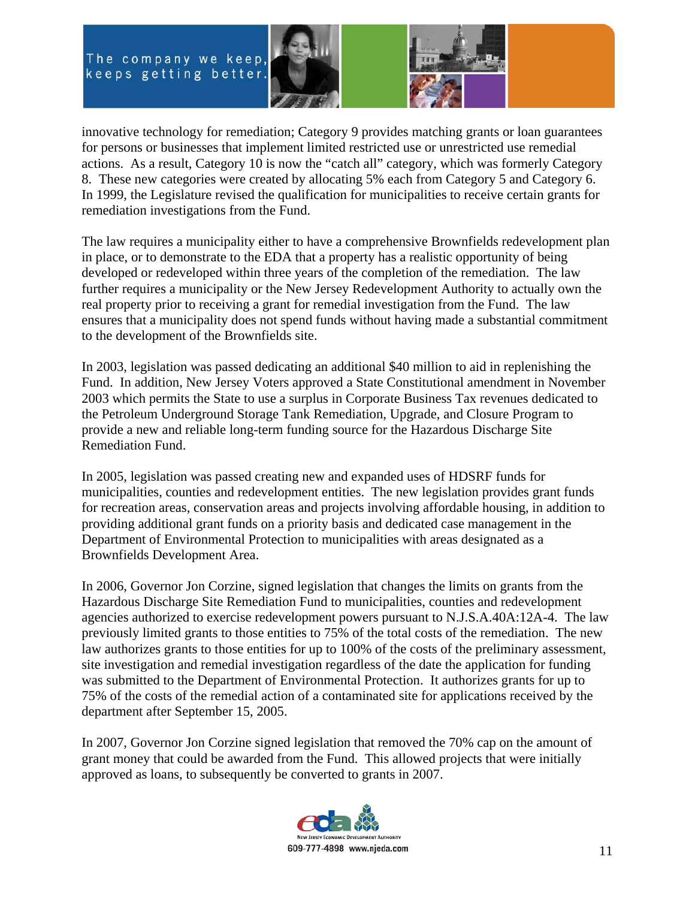innovative technology for remediation; Category 9 provides matching grants or loan guarantees for persons or businesses that implement limited restricted use or unrestricted use remedial actions. As a result, Category 10 is now the "catch all" category, which was formerly Category 8. These new categories were created by allocating 5% each from Category 5 and Category 6. In 1999, the Legislature revised the qualification for municipalities to receive certain grants for remediation investigations from the Fund.

The law requires a municipality either to have a comprehensive Brownfields redevelopment plan in place, or to demonstrate to the EDA that a property has a realistic opportunity of being developed or redeveloped within three years of the completion of the remediation. The law further requires a municipality or the New Jersey Redevelopment Authority to actually own the real property prior to receiving a grant for remedial investigation from the Fund. The law ensures that a municipality does not spend funds without having made a substantial commitment to the development of the Brownfields site.

In 2003, legislation was passed dedicating an additional $40 million to aid in replenishing the Fund. In addition, New Jersey Voters approved a State Constitutional amendment in November 2003 which permits the State to use a surplus in Corporate Business Tax revenues dedicated to the Petroleum Underground Storage Tank Remediation, Upgrade, and Closure Program to provide a new and reliable long-term funding source for the Hazardous Discharge Site Remediation Fund.

In 2005, legislation was passed creating new and expanded uses of HDSRF funds for municipalities, counties and redevelopment entities. The new legislation provides grant funds for recreation areas, conservation areas and projects involving affordable housing, in addition to providing additional grant funds on a priority basis and dedicated case management in the Department of Environmental Protection to municipalities with areas designated as a Brownfields Development Area.

In 2006, Governor Jon Corzine, signed legislation that changes the limits on grants from the Hazardous Discharge Site Remediation Fund to municipalities, counties and redevelopment agencies authorized to exercise redevelopment powers pursuant to N.J.S.A.40A:12A-4. The law previously limited grants to those entities to 75% of the total costs of the remediation. The new law authorizes grants to those entities for up to 100% of the costs of the preliminary assessment, site investigation and remedial investigation regardless of the date the application for funding was submitted to the Department of Environmental Protection. It authorizes grants for up to 75% of the costs of the remedial action of a contaminated site for applications received by the department after September 15, 2005.

In 2007, Governor Jon Corzine signed legislation that removed the 70% cap on the amount of grant money that could be awarded from the Fund. This allowed projects that were initially approved as loans, to subsequently be converted to grants in 2007.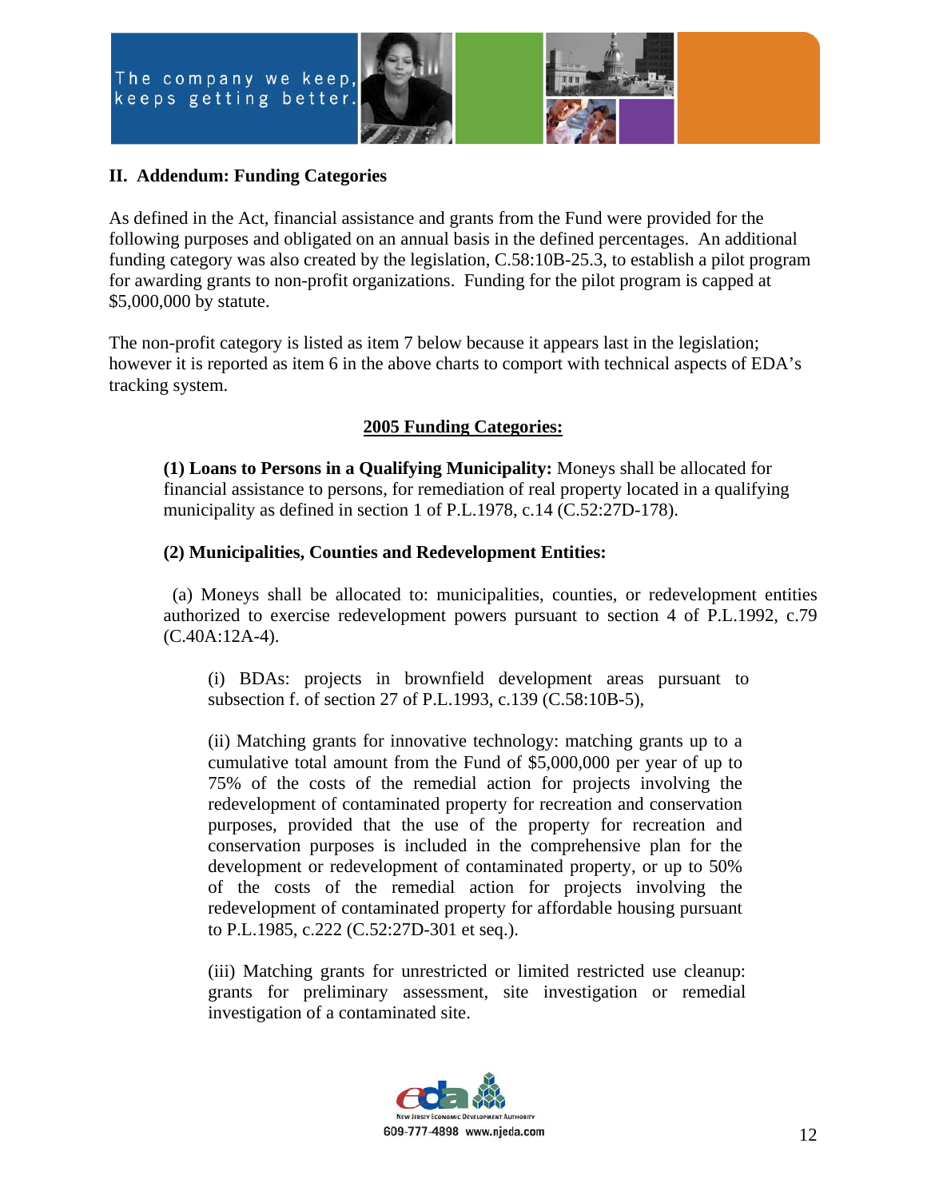## II. Addendum: Funding Categories

As defined in the Act, financial assistance and grants from the Fund were provided for the following purposes and obligated on an annual basis in the defined percentages. An additional funding category was also created by the legislation, C.58:10B-25.3, to establish a pilot program for awarding grants to non-profit organizations. Funding for the pilot program is capped at $5,000,000 by statute.

The non-profit category is listed as item 7 below because it appears last in the legislation; however it is reported as item 6 in the above charts to comport with technical aspects of EDA's tracking system.

### 2005 Funding Categories:

**(1) Loans to Persons in a Qualifying Municipality:** Moneys shall be allocated for financial assistance to persons, for remediation of real property located in a qualifying municipality as defined in section 1 of P.L.1978, c.14 (C.52:27D-178).

**(2) Municipalities, Counties and Redevelopment Entities:**

(a) Moneys shall be allocated to: municipalities, counties, or redevelopment entities authorized to exercise redevelopment powers pursuant to section 4 of P.L.1992, c.79 (C.40A:12A-4).

(i) BDAs: projects in brownfield development areas pursuant to subsection f. of section 27 of P.L.1993, c.139 (C.58:10B-5),

(ii) Matching grants for innovative technology: matching grants up to a cumulative total amount from the Fund of $5,000,000 per year of up to 75% of the costs of the remedial action for projects involving the redevelopment of contaminated property for recreation and conservation purposes, provided that the use of the property for recreation and conservation purposes is included in the comprehensive plan for the development or redevelopment of contaminated property, or up to 50% of the costs of the remedial action for projects involving the redevelopment of contaminated property for affordable housing pursuant to P.L.1985, c.222 (C.52:27D-301 et seq.).

(iii) Matching grants for unrestricted or limited restricted use cleanup: grants for preliminary assessment, site investigation or remedial investigation of a contaminated site.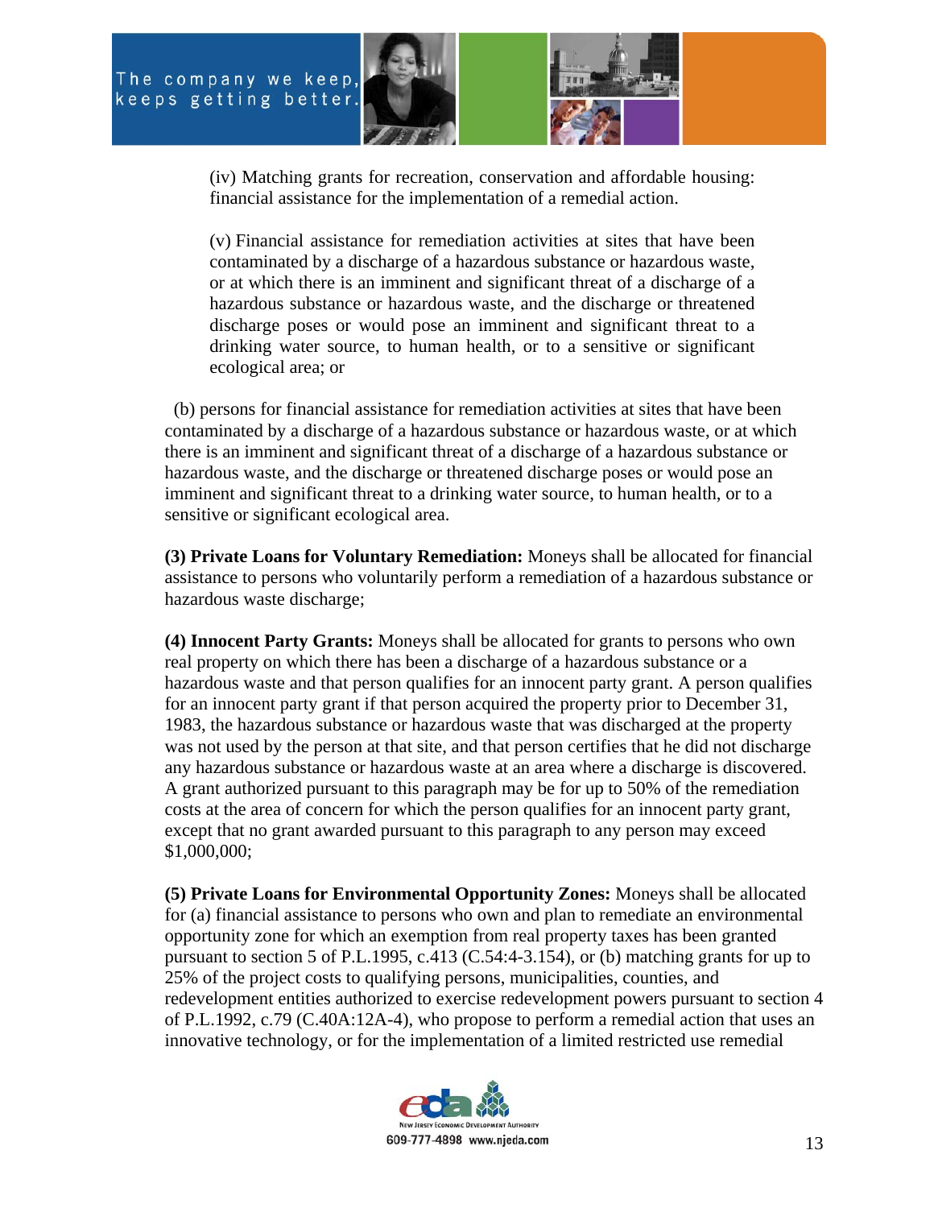(iv) Matching grants for recreation, conservation and affordable housing: financial assistance for the implementation of a remedial action.

(v) Financial assistance for remediation activities at sites that have been contaminated by a discharge of a hazardous substance or hazardous waste, or at which there is an imminent and significant threat of a discharge of a hazardous substance or hazardous waste, and the discharge or threatened discharge poses or would pose an imminent and significant threat to a drinking water source, to human health, or to a sensitive or significant ecological area; or

(b) persons for financial assistance for remediation activities at sites that have been contaminated by a discharge of a hazardous substance or hazardous waste, or at which there is an imminent and significant threat of a discharge of a hazardous substance or hazardous waste, and the discharge or threatened discharge poses or would pose an imminent and significant threat to a drinking water source, to human health, or to a sensitive or significant ecological area.

**(3) Private Loans for Voluntary Remediation:** Moneys shall be allocated for financial assistance to persons who voluntarily perform a remediation of a hazardous substance or hazardous waste discharge;

**(4) Innocent Party Grants:** Moneys shall be allocated for grants to persons who own real property on which there has been a discharge of a hazardous substance or a hazardous waste and that person qualifies for an innocent party grant. A person qualifies for an innocent party grant if that person acquired the property prior to December 31, 1983, the hazardous substance or hazardous waste that was discharged at the property was not used by the person at that site, and that person certifies that he did not discharge any hazardous substance or hazardous waste at an area where a discharge is discovered. A grant authorized pursuant to this paragraph may be for up to 50% of the remediation costs at the area of concern for which the person qualifies for an innocent party grant, except that no grant awarded pursuant to this paragraph to any person may exceed $1,000,000;

**(5) Private Loans for Environmental Opportunity Zones:** Moneys shall be allocated for (a) financial assistance to persons who own and plan to remediate an environmental opportunity zone for which an exemption from real property taxes has been granted pursuant to section 5 of P.L.1995, c.413 (C.54:4-3.154), or (b) matching grants for up to 25% of the project costs to qualifying persons, municipalities, counties, and redevelopment entities authorized to exercise redevelopment powers pursuant to section 4 of P.L.1992, c.79 (C.40A:12A-4), who propose to perform a remedial action that uses an innovative technology, or for the implementation of a limited restricted use remedial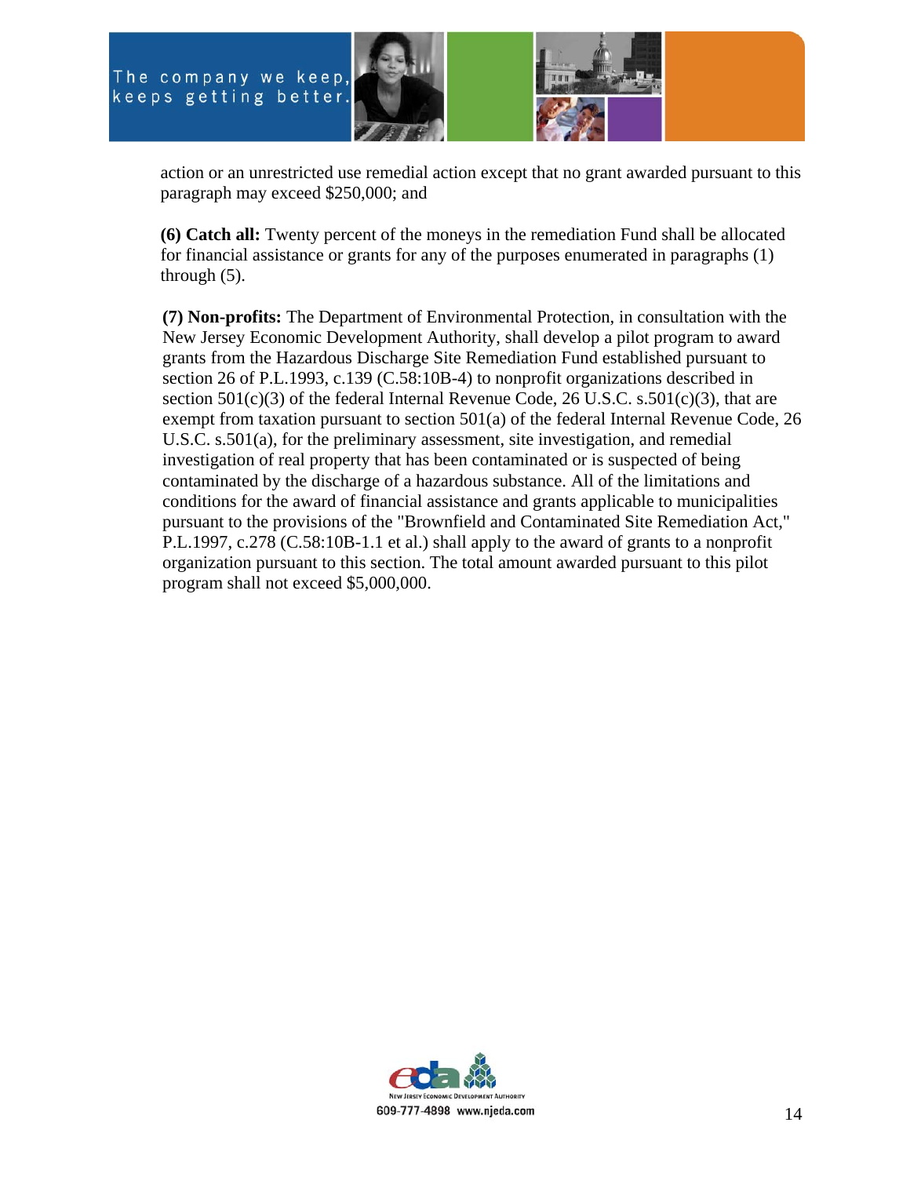action or an unrestricted use remedial action except that no grant awarded pursuant to this paragraph may exceed $250,000; and

**(6) Catch all:** Twenty percent of the moneys in the remediation Fund shall be allocated for financial assistance or grants for any of the purposes enumerated in paragraphs (1) through (5).

**(7) Non-profits:** The Department of Environmental Protection, in consultation with the New Jersey Economic Development Authority, shall develop a pilot program to award grants from the Hazardous Discharge Site Remediation Fund established pursuant to section 26 of P.L.1993, c.139 (C.58:10B-4) to nonprofit organizations described in section 501(c)(3) of the federal Internal Revenue Code, 26 U.S.C. s.501(c)(3), that are exempt from taxation pursuant to section 501(a) of the federal Internal Revenue Code, 26 U.S.C. s.501(a), for the preliminary assessment, site investigation, and remedial investigation of real property that has been contaminated or is suspected of being contaminated by the discharge of a hazardous substance. All of the limitations and conditions for the award of financial assistance and grants applicable to municipalities pursuant to the provisions of the "Brownfield and Contaminated Site Remediation Act," P.L.1997, c.278 (C.58:10B-1.1 et al.) shall apply to the award of grants to a nonprofit organization pursuant to this section. The total amount awarded pursuant to this pilot program shall not exceed $5,000,000.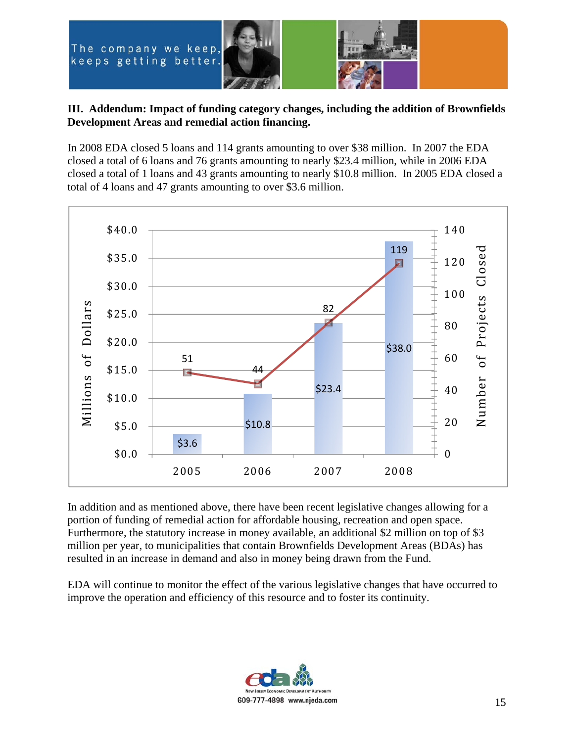**III. Addendum: Impact of funding category changes, including the addition of Brownfields Development Areas and remedial action financing.**

In 2008 EDA closed 5 loans and 114 grants amounting to over $38 million. In 2007 the EDA closed a total of 6 loans and 76 grants amounting to nearly $23.4 million, while in 2006 EDA closed a total of 1 loans and 43 grants amounting to nearly $10.8 million. In 2005 EDA closed a total of 4 loans and 47 grants amounting to over $3.6 million.

Millions of Dollars

$40.0
$35.0
$30.0
$25.0
$20.0
$15.0
$10.0
$5.0
$0.0

Number of Projects Closed

140
120
100
80
60
40
20
0

2005
2006
2007
2008

$3.6
$10.8
$23.4
$38.0

51
44
82
119

In addition and as mentioned above, there have been recent legislative changes allowing for a portion of funding of remedial action for affordable housing, recreation and open space. Furthermore, the statutory increase in money available, an additional $2 million on top of $3 million per year, to municipalities that contain Brownfields Development Areas (BDAs) has resulted in an increase in demand and also in money being drawn from the Fund.

EDA will continue to monitor the effect of the various legislative changes that have occurred to improve the operation and efficiency of this resource and to foster its continuity.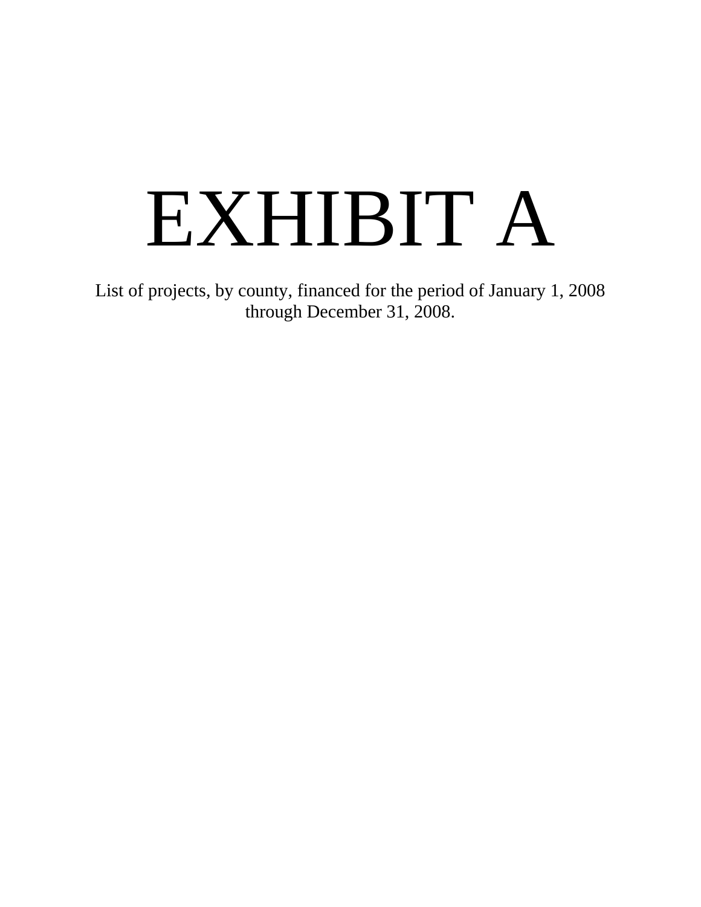# EXHIBIT A

List of projects, by county, financed for the period of January 1, 2008 through December 31, 2008.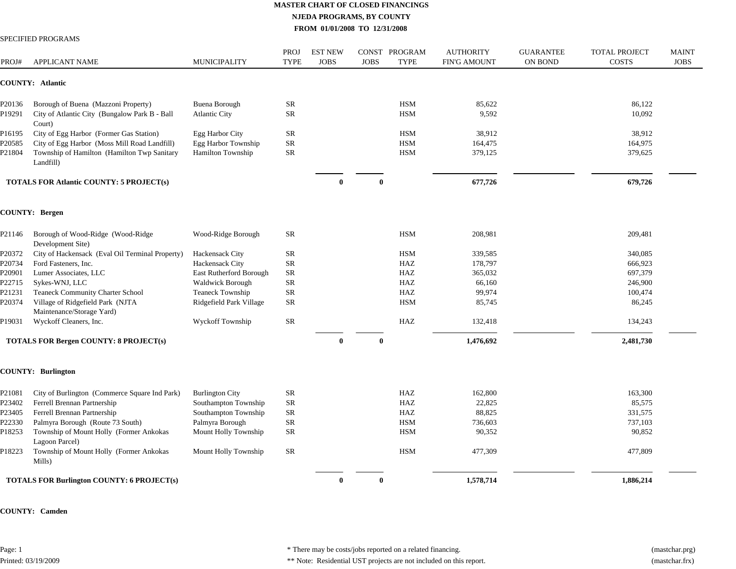# MASTER CHART OF CLOSED FINANCINGS
## NJEDA PROGRAMS, BY COUNTY
### FROM 01/01/2008 TO 12/31/2008

SPECIFIED PROGRAMS

| PROJ# | APPLICANT NAME | MUNICIPALITY | PROJ TYPE | EST NEW JOBS | CONST JOBS | PROGRAM TYPE | AUTHORITY FIN'G AMOUNT | GUARANTEE ON BOND | TOTAL PROJECT COSTS | MAINT JOBS |
|---|---|---|---|---|---|---|---|---|---|---|
| **COUNTY: Atlantic** | | | | | | | | | | |
| P20136 | Borough of Buena (Mazzoni Property) | Buena Borough | SR | | | HSM | 85,622 | | 86,122 | |
| P19291 | City of Atlantic City (Bungalow Park B - Ball Court) | Atlantic City | SR | | | HSM | 9,592 | | 10,092 | |
| P16195 | City of Egg Harbor (Former Gas Station) | Egg Harbor City | SR | | | HSM | 38,912 | | 38,912 | |
| P20585 | City of Egg Harbor (Moss Mill Road Landfill) | Egg Harbor Township | SR | | | HSM | 164,475 | | 164,975 | |
| P21804 | Township of Hamilton (Hamilton Twp Sanitary Landfill) | Hamilton Township | SR | | | HSM | 379,125 | | 379,625 | |
| **TOTALS FOR Atlantic COUNTY: 5 PROJECT(s)** | | | | **0** | **0** | | **677,726** | | **679,726** | |
| **COUNTY: Bergen** | | | | | | | | | | |
| P21146 | Borough of Wood-Ridge (Wood-Ridge Development Site) | Wood-Ridge Borough | SR | | | HSM | 208,981 | | 209,481 | |
| P20372 | City of Hackensack (Eval Oil Terminal Property) | Hackensack City | SR | | | HSM | 339,585 | | 340,085 | |
| P20734 | Ford Fasteners, Inc. | Hackensack City | SR | | | HAZ | 178,797 | | 666,923 | |
| P20901 | Lumer Associates, LLC | East Rutherford Borough | SR | | | HAZ | 365,032 | | 697,379 | |
| P22715 | Sykes-WNJ, LLC | Waldwick Borough | SR | | | HAZ | 66,160 | | 246,900 | |
| P21231 | Teaneck Community Charter School | Teaneck Township | SR | | | HAZ | 99,974 | | 100,474 | |
| P20374 | Village of Ridgefield Park (NJTA Maintenance/Storage Yard) | Ridgefield Park Village | SR | | | HSM | 85,745 | | 86,245 | |
| P19031 | Wyckoff Cleaners, Inc. | Wyckoff Township | SR | | | HAZ | 132,418 | | 134,243 | |
| **TOTALS FOR Bergen COUNTY: 8 PROJECT(s)** | | | | **0** | **0** | | **1,476,692** | | **2,481,730** | |
| **COUNTY: Burlington** | | | | | | | | | | |
| P21081 | City of Burlington (Commerce Square Ind Park) | Burlington City | SR | | | HAZ | 162,800 | | 163,300 | |
| P23402 | Ferrell Brennan Partnership | Southampton Township | SR | | | HAZ | 22,825 | | 85,575 | |
| P23405 | Ferrell Brennan Partnership | Southampton Township | SR | | | HAZ | 88,825 | | 331,575 | |
| P22330 | Palmyra Borough (Route 73 South) | Palmyra Borough | SR | | | HSM | 736,603 | | 737,103 | |
| P18253 | Township of Mount Holly (Former Ankokas Lagoon Parcel) | Mount Holly Township | SR | | | HSM | 90,352 | | 90,852 | |
| P18223 | Township of Mount Holly (Former Ankokas Mills) | Mount Holly Township | SR | | | HSM | 477,309 | | 477,809 | |
| **TOTALS FOR Burlington COUNTY: 6 PROJECT(s)** | | | | **0** | **0** | | **1,578,714** | | **1,886,214** | |
| **COUNTY: Camden** | | | | | | | | | | |

* There may be costs/jobs reported on a related financing.

** Note: Residential UST projects are not included on this report.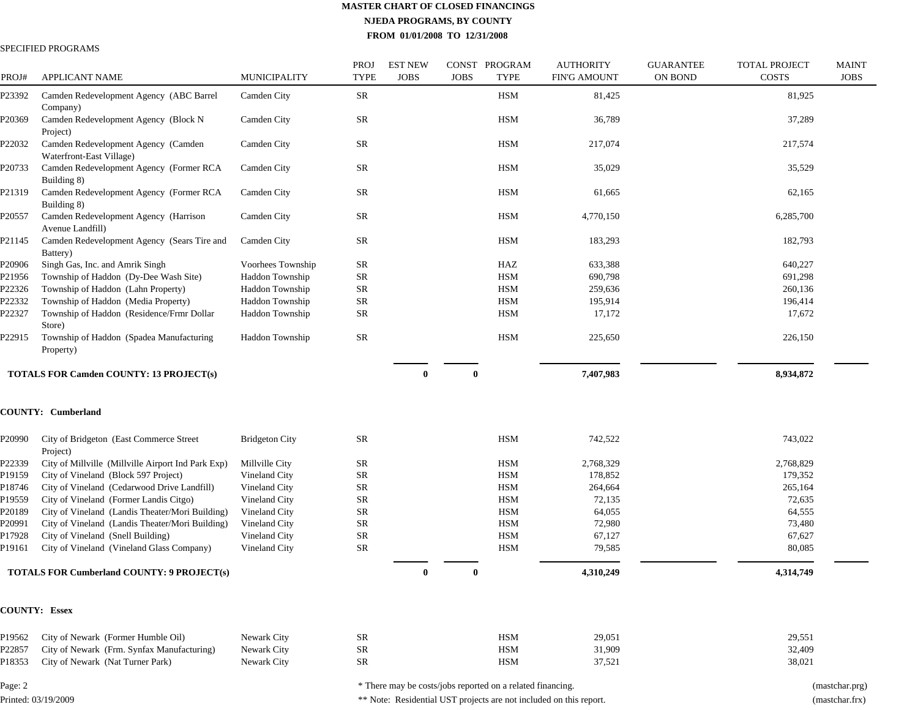# MASTER CHART OF CLOSED FINANCINGS
## NJEDA PROGRAMS, BY COUNTY
### FROM 01/01/2008 TO 12/31/2008

SPECIFIED PROGRAMS

| PROJ# | APPLICANT NAME | MUNICIPALITY | PROJ TYPE | EST NEW JOBS | CONST JOBS | PROGRAM TYPE | AUTHORITY FIN'G AMOUNT | GUARANTEE ON BOND | TOTAL PROJECT COSTS | MAINT JOBS |
|---|---|---|---|---|---|---|---|---|---|---|
| P23392 | Camden Redevelopment Agency (ABC Barrel Company) | Camden City | SR | | | HSM | 81,425 | | 81,925 | |
| P20369 | Camden Redevelopment Agency (Block N Project) | Camden City | SR | | | HSM | 36,789 | | 37,289 | |
| P22032 | Camden Redevelopment Agency (Camden Waterfront-East Village) | Camden City | SR | | | HSM | 217,074 | | 217,574 | |
| P20733 | Camden Redevelopment Agency (Former RCA Building 8) | Camden City | SR | | | HSM | 35,029 | | 35,529 | |
| P21319 | Camden Redevelopment Agency (Former RCA Building 8) | Camden City | SR | | | HSM | 61,665 | | 62,165 | |
| P20557 | Camden Redevelopment Agency (Harrison Avenue Landfill) | Camden City | SR | | | HSM | 4,770,150 | | 6,285,700 | |
| P21145 | Camden Redevelopment Agency (Sears Tire and Battery) | Camden City | SR | | | HSM | 183,293 | | 182,793 | |
| P20906 | Singh Gas, Inc. and Amrik Singh | Voorhees Township | SR | | | HAZ | 633,388 | | 640,227 | |
| P21956 | Township of Haddon (Dy-Dee Wash Site) | Haddon Township | SR | | | HSM | 690,798 | | 691,298 | |
| P22326 | Township of Haddon (Lahn Property) | Haddon Township | SR | | | HSM | 259,636 | | 260,136 | |
| P22332 | Township of Haddon (Media Property) | Haddon Township | SR | | | HSM | 195,914 | | 196,414 | |
| P22327 | Township of Haddon (Residence/Frmr Dollar Store) | Haddon Township | SR | | | HSM | 17,172 | | 17,672 | |
| P22915 | Township of Haddon (Spadea Manufacturing Property) | Haddon Township | SR | | | HSM | 225,650 | | 226,150 | |
| **TOTALS FOR Camden COUNTY: 13 PROJECT(s)** | | | | **0** | **0** | | **7,407,983** | | **8,934,872** | |

**COUNTY: Cumberland**

| PROJ# | APPLICANT NAME | MUNICIPALITY | PROJ TYPE | EST NEW JOBS | CONST JOBS | PROGRAM TYPE | AUTHORITY FIN'G AMOUNT | GUARANTEE ON BOND | TOTAL PROJECT COSTS | MAINT JOBS |
|---|---|---|---|---|---|---|---|---|---|---|
| P20990 | City of Bridgeton (East Commerce Street Project) | Bridgeton City | SR | | | HSM | 742,522 | | 743,022 | |
| P22339 | City of Millville (Millville Airport Ind Park Exp) | Millville City | SR | | | HSM | 2,768,329 | | 2,768,829 | |
| P19159 | City of Vineland (Block 597 Project) | Vineland City | SR | | | HSM | 178,852 | | 179,352 | |
| P18746 | City of Vineland (Cedarwood Drive Landfill) | Vineland City | SR | | | HSM | 264,664 | | 265,164 | |
| P19559 | City of Vineland (Former Landis Citgo) | Vineland City | SR | | | HSM | 72,135 | | 72,635 | |
| P20189 | City of Vineland (Landis Theater/Mori Building) | Vineland City | SR | | | HSM | 64,055 | | 64,555 | |
| P20991 | City of Vineland (Landis Theater/Mori Building) | Vineland City | SR | | | HSM | 72,980 | | 73,480 | |
| P17928 | City of Vineland (Snell Building) | Vineland City | SR | | | HSM | 67,127 | | 67,627 | |
| P19161 | City of Vineland (Vineland Glass Company) | Vineland City | SR | | | HSM | 79,585 | | 80,085 | |
| **TOTALS FOR Cumberland COUNTY: 9 PROJECT(s)** | | | | **0** | **0** | | **4,310,249** | | **4,314,749** | |

**COUNTY: Essex**

| PROJ# | APPLICANT NAME | MUNICIPALITY | PROJ TYPE | EST NEW JOBS | CONST JOBS | PROGRAM TYPE | AUTHORITY FIN'G AMOUNT | GUARANTEE ON BOND | TOTAL PROJECT COSTS | MAINT JOBS |
|---|---|---|---|---|---|---|---|---|---|---|
| P19562 | City of Newark (Former Humble Oil) | Newark City | SR | | | HSM | 29,051 | | 29,551 | |
| P22857 | City of Newark (Frm. Synfax Manufacturing) | Newark City | SR | | | HSM | 31,909 | | 32,409 | |
| P18353 | City of Newark (Nat Turner Park) | Newark City | SR | | | HSM | 37,521 | | 38,021 | |

\* There may be costs/jobs reported on a related financing.

\*\* Note: Residential UST projects are not included on this report.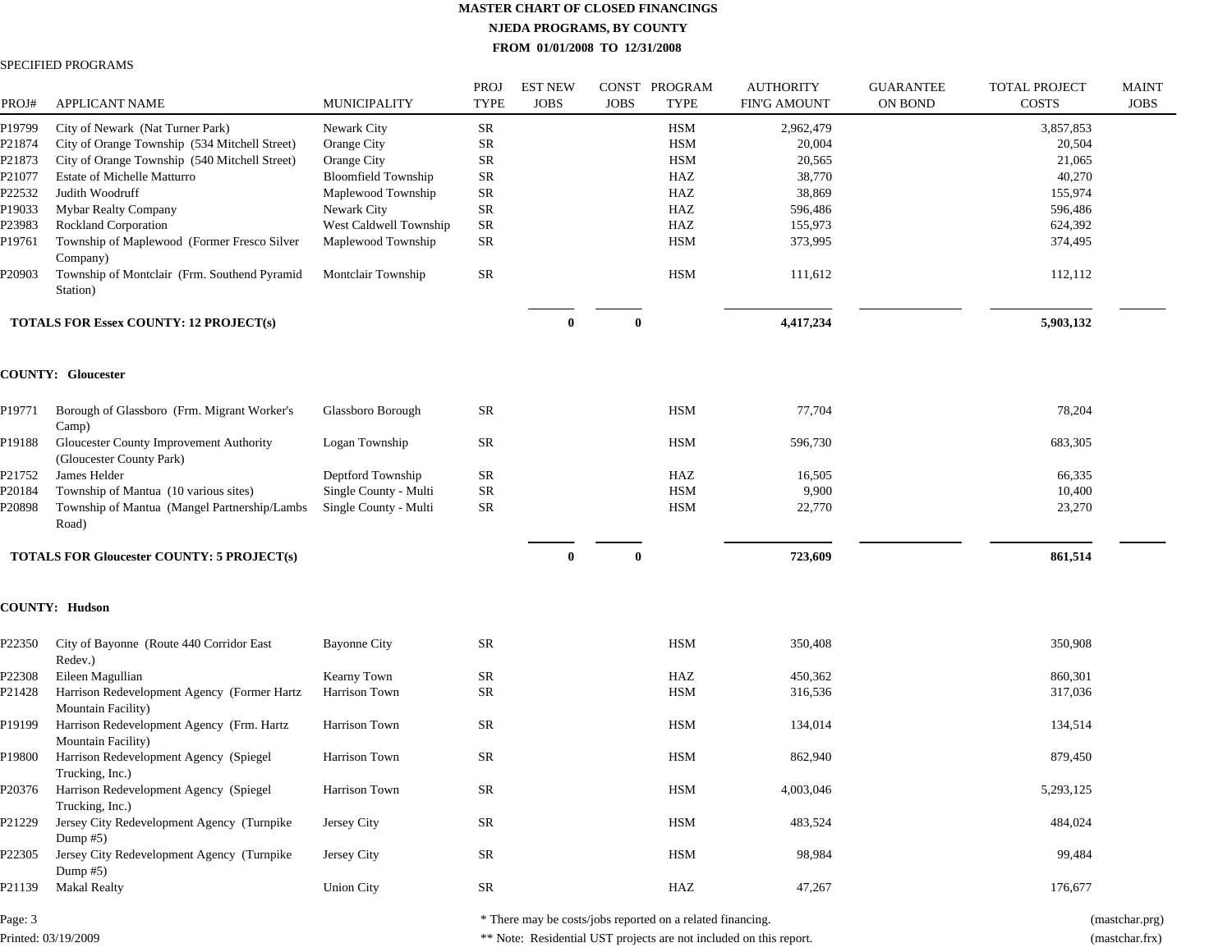# MASTER CHART OF CLOSED FINANCINGS

## NJEDA PROGRAMS, BY COUNTY

### FROM 01/01/2008 TO 12/31/2008

SPECIFIED PROGRAMS

| PROJ# | APPLICANT NAME | MUNICIPALITY | PROJ TYPE | EST NEW JOBS | CONST JOBS | PROGRAM TYPE | AUTHORITY FIN'G AMOUNT | GUARANTEE ON BOND | TOTAL PROJECT COSTS | MAINT JOBS |
|---|---|---|---|---|---|---|---|---|---|---|
| P19799 | City of Newark (Nat Turner Park) | Newark City | SR | | | HSM | 2,962,479 | | 3,857,853 | |
| P21874 | City of Orange Township (534 Mitchell Street) | Orange City | SR | | | HSM | 20,004 | | 20,504 | |
| P21873 | City of Orange Township (540 Mitchell Street) | Orange City | SR | | | HSM | 20,565 | | 21,065 | |
| P21077 | Estate of Michelle Matturro | Bloomfield Township | SR | | | HAZ | 38,770 | | 40,270 | |
| P22532 | Judith Woodruff | Maplewood Township | SR | | | HAZ | 38,869 | | 155,974 | |
| P19033 | Mybar Realty Company | Newark City | SR | | | HAZ | 596,486 | | 596,486 | |
| P23983 | Rockland Corporation | West Caldwell Township | SR | | | HAZ | 155,973 | | 624,392 | |
| P19761 | Township of Maplewood (Former Fresco Silver Company) | Maplewood Township | SR | | | HSM | 373,995 | | 374,495 | |
| P20903 | Township of Montclair (Frm. Southend Pyramid Station) | Montclair Township | SR | | | HSM | 111,612 | | 112,112 | |
| **TOTALS FOR Essex COUNTY: 12 PROJECT(s)** | | | | **0** | **0** | | **4,417,234** | | **5,903,132** | |

**COUNTY: Gloucester**

| PROJ# | APPLICANT NAME | MUNICIPALITY | PROJ TYPE | EST NEW JOBS | CONST JOBS | PROGRAM TYPE | AUTHORITY FIN'G AMOUNT | GUARANTEE ON BOND | TOTAL PROJECT COSTS | MAINT JOBS |
|---|---|---|---|---|---|---|---|---|---|---|
| P19771 | Borough of Glassboro (Frm. Migrant Worker's Camp) | Glassboro Borough | SR | | | HSM | 77,704 | | 78,204 | |
| P19188 | Gloucester County Improvement Authority (Gloucester County Park) | Logan Township | SR | | | HSM | 596,730 | | 683,305 | |
| P21752 | James Helder | Deptford Township | SR | | | HAZ | 16,505 | | 66,335 | |
| P20184 | Township of Mantua (10 various sites) | Single County - Multi | SR | | | HSM | 9,900 | | 10,400 | |
| P20898 | Township of Mantua (Mangel Partnership/Lambs Road) | Single County - Multi | SR | | | HSM | 22,770 | | 23,270 | |
| **TOTALS FOR Gloucester COUNTY: 5 PROJECT(s)** | | | | **0** | **0** | | **723,609** | | **861,514** | |

**COUNTY: Hudson**

| PROJ# | APPLICANT NAME | MUNICIPALITY | PROJ TYPE | EST NEW JOBS | CONST JOBS | PROGRAM TYPE | AUTHORITY FIN'G AMOUNT | GUARANTEE ON BOND | TOTAL PROJECT COSTS | MAINT JOBS |
|---|---|---|---|---|---|---|---|---|---|---|
| P22350 | City of Bayonne (Route 440 Corridor East Redev.) | Bayonne City | SR | | | HSM | 350,408 | | 350,908 | |
| P22308 | Eileen Magullian | Kearny Town | SR | | | HAZ | 450,362 | | 860,301 | |
| P21428 | Harrison Redevelopment Agency (Former Hartz Mountain Facility) | Harrison Town | SR | | | HSM | 316,536 | | 317,036 | |
| P19199 | Harrison Redevelopment Agency (Frm. Hartz Mountain Facility) | Harrison Town | SR | | | HSM | 134,014 | | 134,514 | |
| P19800 | Harrison Redevelopment Agency (Spiegel Trucking, Inc.) | Harrison Town | SR | | | HSM | 862,940 | | 879,450 | |
| P20376 | Harrison Redevelopment Agency (Spiegel Trucking, Inc.) | Harrison Town | SR | | | HSM | 4,003,046 | | 5,293,125 | |
| P21229 | Jersey City Redevelopment Agency (Turnpike Dump #5) | Jersey City | SR | | | HSM | 483,524 | | 484,024 | |
| P22305 | Jersey City Redevelopment Agency (Turnpike Dump #5) | Jersey City | SR | | | HSM | 98,984 | | 99,484 | |
| P21139 | Makal Realty | Union City | SR | | | HAZ | 47,267 | | 176,677 | |

Printed: 03/19/2009

* There may be costs/jobs reported on a related financing.

** Note: Residential UST projects are not included on this report.

(mastchar.prg)

(mastchar.frx)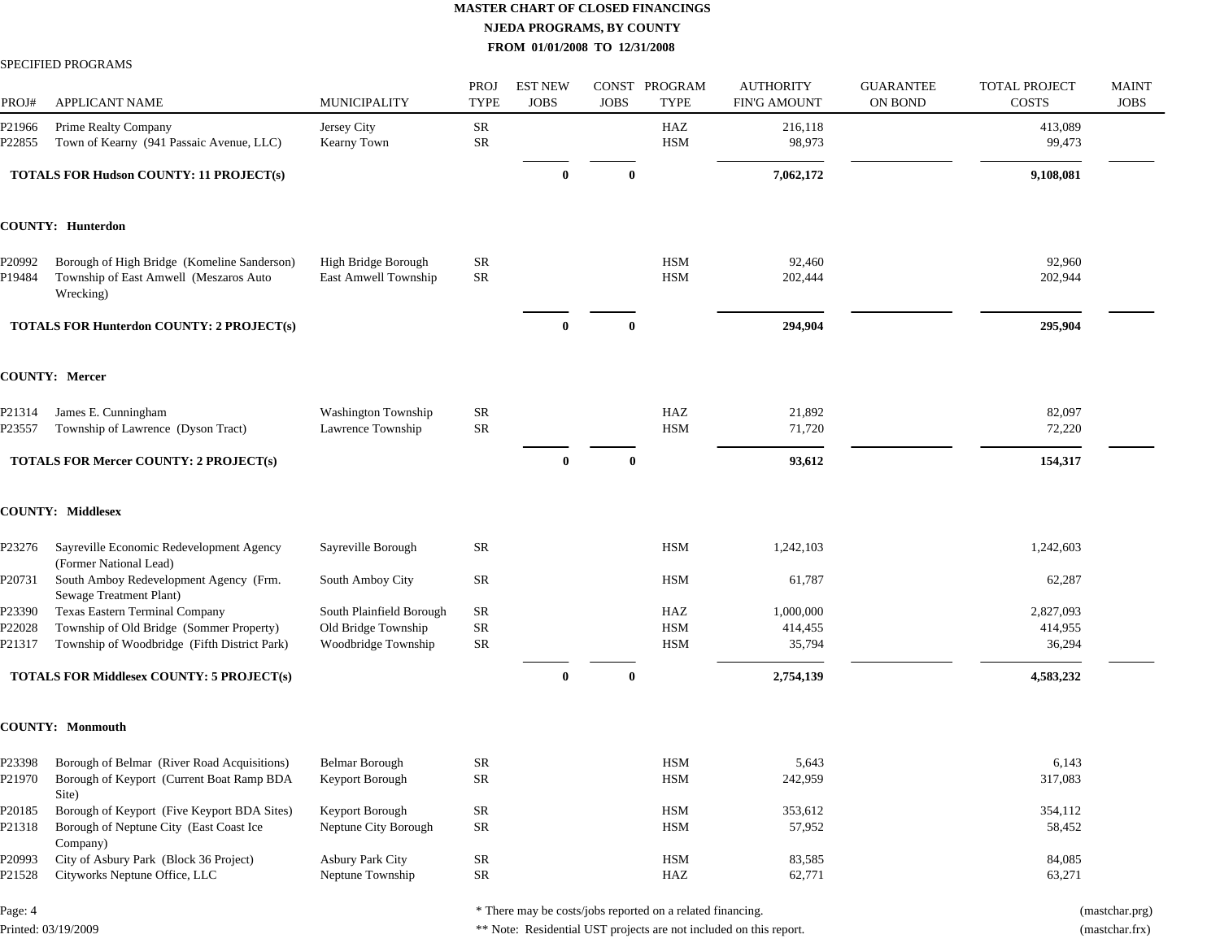**MASTER CHART OF CLOSED FINANCINGS**

**NJEDA PROGRAMS, BY COUNTY**

**FROM 01/01/2008 TO 12/31/2008**

SPECIFIED PROGRAMS

| PROJ# | APPLICANT NAME | MUNICIPALITY | PROJ TYPE | EST NEW JOBS | CONST JOBS | PROGRAM TYPE | AUTHORITY FIN'G AMOUNT | GUARANTEE ON BOND | TOTAL PROJECT COSTS | MAINT JOBS |
|---|---|---|---|---|---|---|---|---|---|---|
| P21966 | Prime Realty Company | Jersey City | SR | | | HAZ | 216,118 | | 413,089 | |
| P22855 | Town of Kearny (941 Passaic Avenue, LLC) | Kearny Town | SR | | | HSM | 98,973 | | 99,473 | |
| | **TOTALS FOR Hudson COUNTY: 11 PROJECT(s)** | | | **0** | **0** | | **7,062,172** | | **9,108,081** | |
| | **COUNTY: Hunterdon** | | | | | | | | | |
| P20992 | Borough of High Bridge (Komeline Sanderson) | High Bridge Borough | SR | | | HSM | 92,460 | | 92,960 | |
| P19484 | Township of East Amwell (Meszaros Auto Wrecking) | East Amwell Township | SR | | | HSM | 202,444 | | 202,944 | |
| | **TOTALS FOR Hunterdon COUNTY: 2 PROJECT(s)** | | | **0** | **0** | | **294,904** | | **295,904** | |
| | **COUNTY: Mercer** | | | | | | | | | |
| P21314 | James E. Cunningham | Washington Township | SR | | | HAZ | 21,892 | | 82,097 | |
| P23557 | Township of Lawrence (Dyson Tract) | Lawrence Township | SR | | | HSM | 71,720 | | 72,220 | |
| | **TOTALS FOR Mercer COUNTY: 2 PROJECT(s)** | | | **0** | **0** | | **93,612** | | **154,317** | |
| | **COUNTY: Middlesex** | | | | | | | | | |
| P23276 | Sayreville Economic Redevelopment Agency (Former National Lead) | Sayreville Borough | SR | | | HSM | 1,242,103 | | 1,242,603 | |
| P20731 | South Amboy Redevelopment Agency (Frm. Sewage Treatment Plant) | South Amboy City | SR | | | HSM | 61,787 | | 62,287 | |
| P23390 | Texas Eastern Terminal Company | South Plainfield Borough | SR | | | HAZ | 1,000,000 | | 2,827,093 | |
| P22028 | Township of Old Bridge (Sommer Property) | Old Bridge Township | SR | | | HSM | 414,455 | | 414,955 | |
| P21317 | Township of Woodbridge (Fifth District Park) | Woodbridge Township | SR | | | HSM | 35,794 | | 36,294 | |
| | **TOTALS FOR Middlesex COUNTY: 5 PROJECT(s)** | | | **0** | **0** | | **2,754,139** | | **4,583,232** | |
| | **COUNTY: Monmouth** | | | | | | | | | |
| P23398 | Borough of Belmar (River Road Acquisitions) | Belmar Borough | SR | | | HSM | 5,643 | | 6,143 | |
| P21970 | Borough of Keyport (Current Boat Ramp BDA Site) | Keyport Borough | SR | | | HSM | 242,959 | | 317,083 | |
| P20185 | Borough of Keyport (Five Keyport BDA Sites) | Keyport Borough | SR | | | HSM | 353,612 | | 354,112 | |
| P21318 | Borough of Neptune City (East Coast Ice Company) | Neptune City Borough | SR | | | HSM | 57,952 | | 58,452 | |
| P20993 | City of Asbury Park (Block 36 Project) | Asbury Park City | SR | | | HSM | 83,585 | | 84,085 | |
| P21528 | Cityworks Neptune Office, LLC | Neptune Township | SR | | | HAZ | 62,771 | | 63,271 | |

\* There may be costs/jobs reported on a related financing.

\*\* Note: Residential UST projects are not included on this report.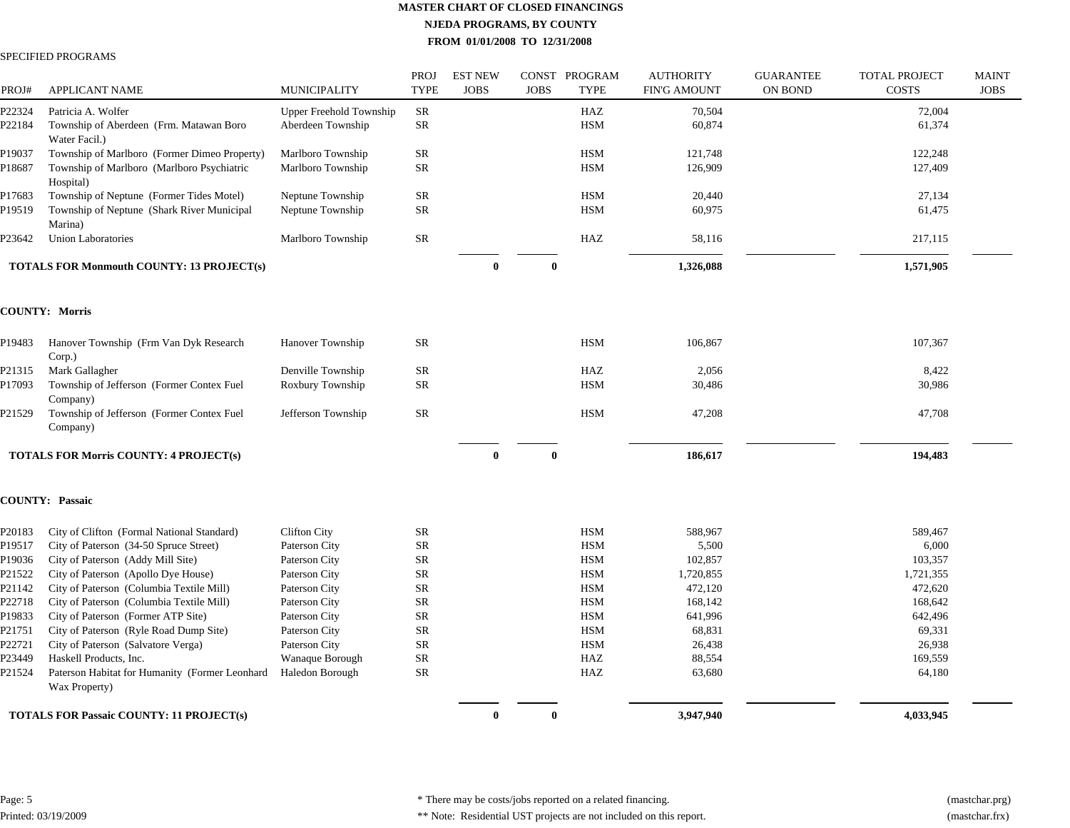# MASTER CHART OF CLOSED FINANCINGS
## NJEDA PROGRAMS, BY COUNTY
### FROM 01/01/2008 TO 12/31/2008

SPECIFIED PROGRAMS

| PROJ# | APPLICANT NAME | MUNICIPALITY | PROJ TYPE | EST NEW JOBS | CONST JOBS | PROGRAM TYPE | AUTHORITY FIN'G AMOUNT | GUARANTEE ON BOND | TOTAL PROJECT COSTS | MAINT JOBS |
|---|---|---|---|---|---|---|---|---|---|---|
| P22324 | Patricia A. Wolfer | Upper Freehold Township | SR | | | HAZ | 70,504 | | 72,004 | |
| P22184 | Township of Aberdeen (Frm. Matawan Boro Water Facil.) | Aberdeen Township | SR | | | HSM | 60,874 | | 61,374 | |
| P19037 | Township of Marlboro (Former Dimeo Property) | Marlboro Township | SR | | | HSM | 121,748 | | 122,248 | |
| P18687 | Township of Marlboro (Marlboro Psychiatric Hospital) | Marlboro Township | SR | | | HSM | 126,909 | | 127,409 | |
| P17683 | Township of Neptune (Former Tides Motel) | Neptune Township | SR | | | HSM | 20,440 | | 27,134 | |
| P19519 | Township of Neptune (Shark River Municipal Marina) | Neptune Township | SR | | | HSM | 60,975 | | 61,475 | |
| P23642 | Union Laboratories | Marlboro Township | SR | | | HAZ | 58,116 | | 217,115 | |
| **TOTALS FOR Monmouth COUNTY: 13 PROJECT(s)** | | | | **0** | **0** | | **1,326,088** | | **1,571,905** | |

**COUNTY: Morris**

| PROJ# | APPLICANT NAME | MUNICIPALITY | PROJ TYPE | EST NEW JOBS | CONST JOBS | PROGRAM TYPE | AUTHORITY FIN'G AMOUNT | GUARANTEE ON BOND | TOTAL PROJECT COSTS | MAINT JOBS |
|---|---|---|---|---|---|---|---|---|---|---|
| P19483 | Hanover Township (Frm Van Dyk Research Corp.) | Hanover Township | SR | | | HSM | 106,867 | | 107,367 | |
| P21315 | Mark Gallagher | Denville Township | SR | | | HAZ | 2,056 | | 8,422 | |
| P17093 | Township of Jefferson (Former Contex Fuel Company) | Roxbury Township | SR | | | HSM | 30,486 | | 30,986 | |
| P21529 | Township of Jefferson (Former Contex Fuel Company) | Jefferson Township | SR | | | HSM | 47,208 | | 47,708 | |
| **TOTALS FOR Morris COUNTY: 4 PROJECT(s)** | | | | **0** | **0** | | **186,617** | | **194,483** | |

**COUNTY: Passaic**

| PROJ# | APPLICANT NAME | MUNICIPALITY | PROJ TYPE | EST NEW JOBS | CONST JOBS | PROGRAM TYPE | AUTHORITY FIN'G AMOUNT | GUARANTEE ON BOND | TOTAL PROJECT COSTS | MAINT JOBS |
|---|---|---|---|---|---|---|---|---|---|---|
| P20183 | City of Clifton (Formal National Standard) | Clifton City | SR | | | HSM | 588,967 | | 589,467 | |
| P19517 | City of Paterson (34-50 Spruce Street) | Paterson City | SR | | | HSM | 5,500 | | 6,000 | |
| P19036 | City of Paterson (Addy Mill Site) | Paterson City | SR | | | HSM | 102,857 | | 103,357 | |
| P21522 | City of Paterson (Apollo Dye House) | Paterson City | SR | | | HSM | 1,720,855 | | 1,721,355 | |
| P21142 | City of Paterson (Columbia Textile Mill) | Paterson City | SR | | | HSM | 472,120 | | 472,620 | |
| P22718 | City of Paterson (Columbia Textile Mill) | Paterson City | SR | | | HSM | 168,142 | | 168,642 | |
| P19833 | City of Paterson (Former ATP Site) | Paterson City | SR | | | HSM | 641,996 | | 642,496 | |
| P21751 | City of Paterson (Ryle Road Dump Site) | Paterson City | SR | | | HSM | 68,831 | | 69,331 | |
| P22721 | City of Paterson (Salvatore Verga) | Paterson City | SR | | | HSM | 26,438 | | 26,938 | |
| P23449 | Haskell Products, Inc. | Wanaque Borough | SR | | | HAZ | 88,554 | | 169,559 | |
| P21524 | Paterson Habitat for Humanity (Former Leonhard Wax Property) | Haledon Borough | SR | | | HAZ | 63,680 | | 64,180 | |
| **TOTALS FOR Passaic COUNTY: 11 PROJECT(s)** | | | | **0** | **0** | | **3,947,940** | | **4,033,945** | |

\* There may be costs/jobs reported on a related financing.

\*\* Note: Residential UST projects are not included on this report.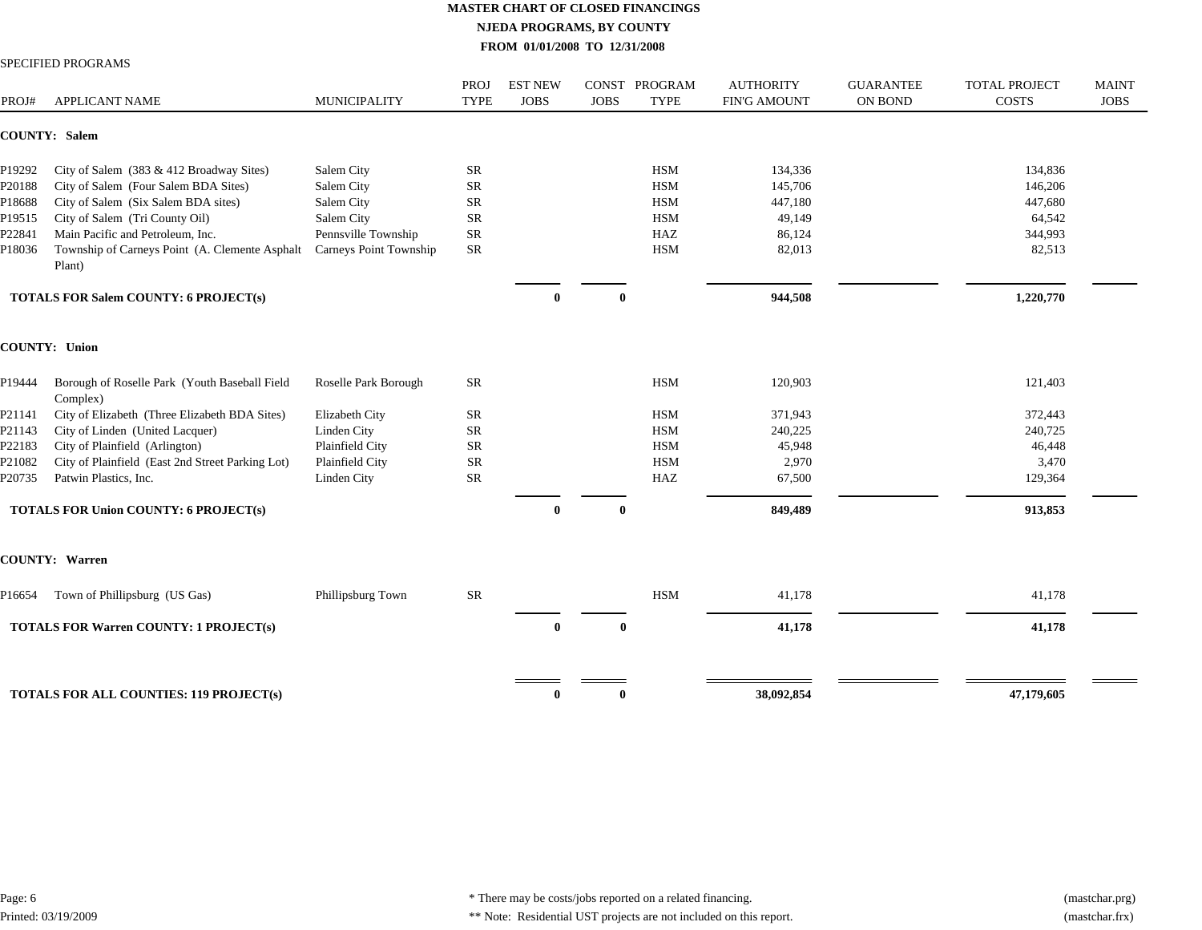# MASTER CHART OF CLOSED FINANCINGS

## NJEDA PROGRAMS, BY COUNTY

### FROM 01/01/2008 TO 12/31/2008

SPECIFIED PROGRAMS

| PROJ# | APPLICANT NAME | MUNICIPALITY | PROJ TYPE | EST NEW JOBS | CONST JOBS | PROGRAM TYPE | AUTHORITY FIN'G AMOUNT | GUARANTEE ON BOND | TOTAL PROJECT COSTS | MAINT JOBS |
|---|---|---|---|---|---|---|---|---|---|---|
| **COUNTY: Salem** | | | | | | | | | | |
| P19292 | City of Salem (383 & 412 Broadway Sites) | Salem City | SR | | | HSM | 134,336 | | 134,836 | |
| P20188 | City of Salem (Four Salem BDA Sites) | Salem City | SR | | | HSM | 145,706 | | 146,206 | |
| P18688 | City of Salem (Six Salem BDA sites) | Salem City | SR | | | HSM | 447,180 | | 447,680 | |
| P19515 | City of Salem (Tri County Oil) | Salem City | SR | | | HSM | 49,149 | | 64,542 | |
| P22841 | Main Pacific and Petroleum, Inc. | Pennsville Township | SR | | | HAZ | 86,124 | | 344,993 | |
| P18036 | Township of Carneys Point (A. Clemente Asphalt Plant) | Carneys Point Township | SR | | | HSM | 82,013 | | 82,513 | |
| **TOTALS FOR Salem COUNTY: 6 PROJECT(s)** | | | | **0** | **0** | | **944,508** | | **1,220,770** | |
| **COUNTY: Union** | | | | | | | | | | |
| P19444 | Borough of Roselle Park (Youth Baseball Field Complex) | Roselle Park Borough | SR | | | HSM | 120,903 | | 121,403 | |
| P21141 | City of Elizabeth (Three Elizabeth BDA Sites) | Elizabeth City | SR | | | HSM | 371,943 | | 372,443 | |
| P21143 | City of Linden (United Lacquer) | Linden City | SR | | | HSM | 240,225 | | 240,725 | |
| P22183 | City of Plainfield (Arlington) | Plainfield City | SR | | | HSM | 45,948 | | 46,448 | |
| P21082 | City of Plainfield (East 2nd Street Parking Lot) | Plainfield City | SR | | | HSM | 2,970 | | 3,470 | |
| P20735 | Patwin Plastics, Inc. | Linden City | SR | | | HAZ | 67,500 | | 129,364 | |
| **TOTALS FOR Union COUNTY: 6 PROJECT(s)** | | | | **0** | **0** | | **849,489** | | **913,853** | |
| **COUNTY: Warren** | | | | | | | | | | |
| P16654 | Town of Phillipsburg (US Gas) | Phillipsburg Town | SR | | | HSM | 41,178 | | 41,178 | |
| **TOTALS FOR Warren COUNTY: 1 PROJECT(s)** | | | | **0** | **0** | | **41,178** | | **41,178** | |
| **TOTALS FOR ALL COUNTIES: 119 PROJECT(s)** | | | | **0** | **0** | | **38,092,854** | | **47,179,605** | |

Printed: 03/19/2009

* There may be costs/jobs reported on a related financing.

** Note: Residential UST projects are not included on this report.

(mastchar.prg)

(mastchar.frx)